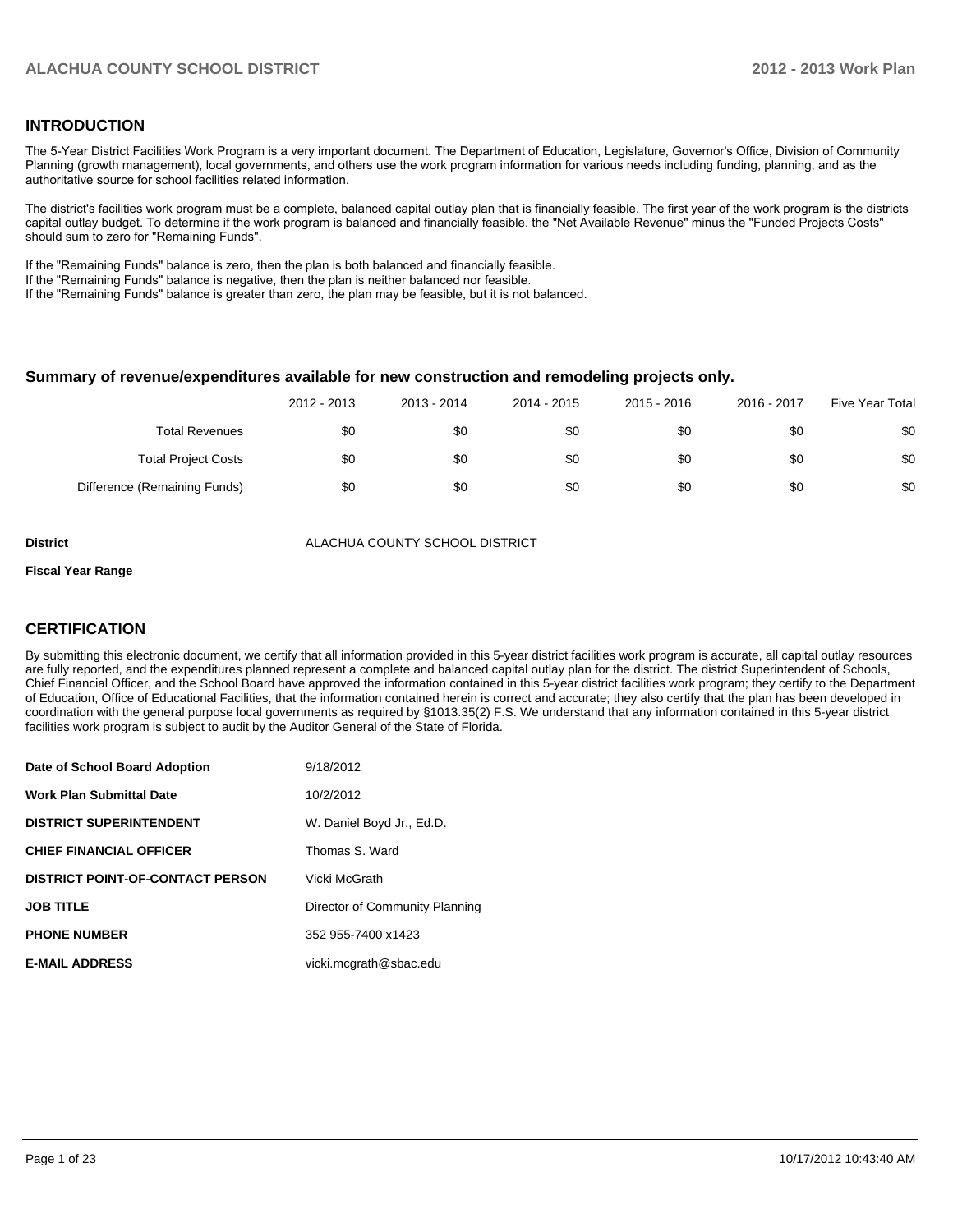## INTRODUCTION

The 5-Year District Facilities Work Program is a very important document. The Department of Education, Legislature, Governor's Office, Division of Community Planning (growth management), local governments, and others use the work program information for various needs including funding, planning, and as the authoritative source for school facilities related information.

The district's facilities work program must be a complete, balanced capital outlay plan that is financially feasible. The first year of the work program is the districts capital outlay budget. To determine if the work program is balanced and financially feasible, the "Net Available Revenue" minus the "Funded Projects Costs" should sum to zero for "Remaining Funds".

If the "Remaining Funds" balance is zero, then the plan is both balanced and financially feasible.
If the "Remaining Funds" balance is negative, then the plan is neither balanced nor feasible.
If the "Remaining Funds" balance is greater than zero, the plan may be feasible, but it is not balanced.

### Summary of revenue/expenditures available for new construction and remodeling projects only.

| | 2012 - 2013 | 2013 - 2014 | 2014 - 2015 | 2015 - 2016 | 2016 - 2017 | Five Year Total |
|---|---|---|---|---|---|---|
| Total Revenues | $0 | $0 | $0 | $0 | $0 | $0 |
| Total Project Costs | $0 | $0 | $0 | $0 | $0 | $0 |
| Difference (Remaining Funds) | $0 | $0 | $0 | $0 | $0 | $0 |

**District** ALACHUA COUNTY SCHOOL DISTRICT

**Fiscal Year Range**

## CERTIFICATION

By submitting this electronic document, we certify that all information provided in this 5-year district facilities work program is accurate, all capital outlay resources are fully reported, and the expenditures planned represent a complete and balanced capital outlay plan for the district. The district Superintendent of Schools, Chief Financial Officer, and the School Board have approved the information contained in this 5-year district facilities work program; they certify to the Department of Education, Office of Educational Facilities, that the information contained herein is correct and accurate; they also certify that the plan has been developed in coordination with the general purpose local governments as required by §1013.35(2) F.S. We understand that any information contained in this 5-year district facilities work program is subject to audit by the Auditor General of the State of Florida.

| | |
|---|---|
| **Date of School Board Adoption** | 9/18/2012 |
| **Work Plan Submittal Date** | 10/2/2012 |
| **DISTRICT SUPERINTENDENT** | W. Daniel Boyd Jr., Ed.D. |
| **CHIEF FINANCIAL OFFICER** | Thomas S. Ward |
| **DISTRICT POINT-OF-CONTACT PERSON** | Vicki McGrath |
| **JOB TITLE** | Director of Community Planning |
| **PHONE NUMBER** | 352 955-7400 x1423 |
| **E-MAIL ADDRESS** | vicki.mcgrath@sbac.edu |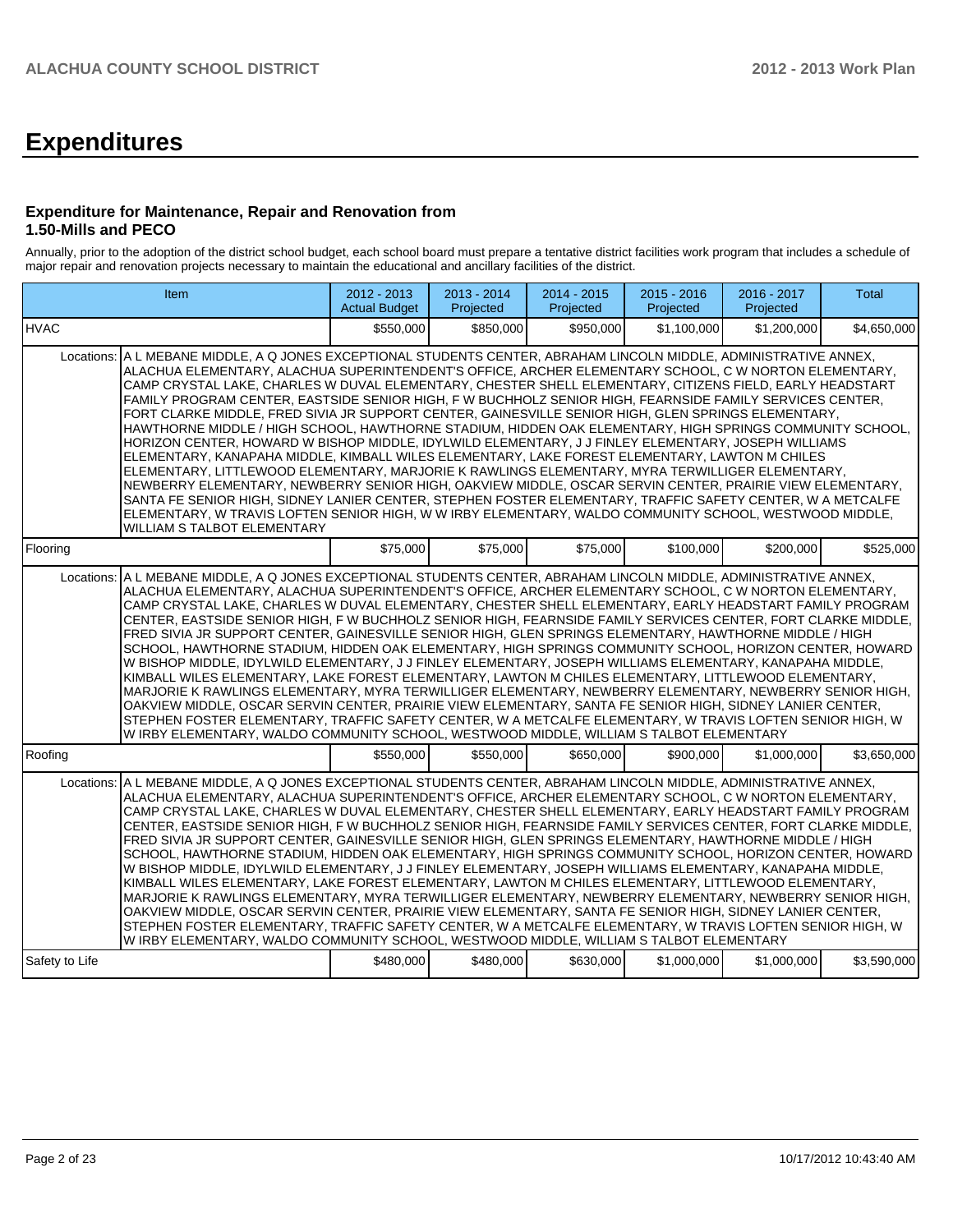# Expenditures

### Expenditure for Maintenance, Repair and Renovation from 1.50-Mills and PECO

Annually, prior to the adoption of the district school budget, each school board must prepare a tentative district facilities work program that includes a schedule of major repair and renovation projects necessary to maintain the educational and ancillary facilities of the district.

| Item | | 2012 - 2013 Actual Budget | 2013 - 2014 Projected | 2014 - 2015 Projected | 2015 - 2016 Projected | 2016 - 2017 Projected | Total |
|---|---|---|---|---|---|---|---|
| HVAC | | $550,000 | $850,000 | $950,000 | $1,100,000 | $1,200,000 | $4,650,000 |
| Locations: | A L MEBANE MIDDLE, A Q JONES EXCEPTIONAL STUDENTS CENTER, ABRAHAM LINCOLN MIDDLE, ADMINISTRATIVE ANNEX, ALACHUA ELEMENTARY, ALACHUA SUPERINTENDENT'S OFFICE, ARCHER ELEMENTARY SCHOOL, C W NORTON ELEMENTARY, CAMP CRYSTAL LAKE, CHARLES W DUVAL ELEMENTARY, CHESTER SHELL ELEMENTARY, CITIZENS FIELD, EARLY HEADSTART FAMILY PROGRAM CENTER, EASTSIDE SENIOR HIGH, F W BUCHHOLZ SENIOR HIGH, FEARNSIDE FAMILY SERVICES CENTER, FORT CLARKE MIDDLE, FRED SIVIA JR SUPPORT CENTER, GAINESVILLE SENIOR HIGH, GLEN SPRINGS ELEMENTARY, HAWTHORNE MIDDLE / HIGH SCHOOL, HAWTHORNE STADIUM, HIDDEN OAK ELEMENTARY, HIGH SPRINGS COMMUNITY SCHOOL, HORIZON CENTER, HOWARD W BISHOP MIDDLE, IDYLWILD ELEMENTARY, J J FINLEY ELEMENTARY, JOSEPH WILLIAMS ELEMENTARY, KANAPAHA MIDDLE, KIMBALL WILES ELEMENTARY, LAKE FOREST ELEMENTARY, LAWTON M CHILES ELEMENTARY, LITTLEWOOD ELEMENTARY, MARJORIE K RAWLINGS ELEMENTARY, MYRA TERWILLIGER ELEMENTARY, NEWBERRY ELEMENTARY, NEWBERRY SENIOR HIGH, OAKVIEW MIDDLE, OSCAR SERVIN CENTER, PRAIRIE VIEW ELEMENTARY, SANTA FE SENIOR HIGH, SIDNEY LANIER CENTER, STEPHEN FOSTER ELEMENTARY, TRAFFIC SAFETY CENTER, W A METCALFE ELEMENTARY, W TRAVIS LOFTEN SENIOR HIGH, W W IRBY ELEMENTARY, WALDO COMMUNITY SCHOOL, WESTWOOD MIDDLE, WILLIAM S TALBOT ELEMENTARY | | | | | | |
| Flooring | | $75,000 | $75,000 | $75,000 | $100,000 | $200,000 | $525,000 |
| Locations: | A L MEBANE MIDDLE, A Q JONES EXCEPTIONAL STUDENTS CENTER, ABRAHAM LINCOLN MIDDLE, ADMINISTRATIVE ANNEX, ALACHUA ELEMENTARY, ALACHUA SUPERINTENDENT'S OFFICE, ARCHER ELEMENTARY SCHOOL, C W NORTON ELEMENTARY, CAMP CRYSTAL LAKE, CHARLES W DUVAL ELEMENTARY, CHESTER SHELL ELEMENTARY, EARLY HEADSTART FAMILY PROGRAM CENTER, EASTSIDE SENIOR HIGH, F W BUCHHOLZ SENIOR HIGH, FEARNSIDE FAMILY SERVICES CENTER, FORT CLARKE MIDDLE, FRED SIVIA JR SUPPORT CENTER, GAINESVILLE SENIOR HIGH, GLEN SPRINGS ELEMENTARY, HAWTHORNE MIDDLE / HIGH SCHOOL, HAWTHORNE STADIUM, HIDDEN OAK ELEMENTARY, HIGH SPRINGS COMMUNITY SCHOOL, HORIZON CENTER, HOWARD W BISHOP MIDDLE, IDYLWILD ELEMENTARY, J J FINLEY ELEMENTARY, JOSEPH WILLIAMS ELEMENTARY, KANAPAHA MIDDLE, KIMBALL WILES ELEMENTARY, LAKE FOREST ELEMENTARY, LAWTON M CHILES ELEMENTARY, LITTLEWOOD ELEMENTARY, MARJORIE K RAWLINGS ELEMENTARY, MYRA TERWILLIGER ELEMENTARY, NEWBERRY ELEMENTARY, NEWBERRY SENIOR HIGH, OAKVIEW MIDDLE, OSCAR SERVIN CENTER, PRAIRIE VIEW ELEMENTARY, SANTA FE SENIOR HIGH, SIDNEY LANIER CENTER, STEPHEN FOSTER ELEMENTARY, TRAFFIC SAFETY CENTER, W A METCALFE ELEMENTARY, W TRAVIS LOFTEN SENIOR HIGH, W W IRBY ELEMENTARY, WALDO COMMUNITY SCHOOL, WESTWOOD MIDDLE, WILLIAM S TALBOT ELEMENTARY | | | | | | |
| Roofing | | $550,000 | $550,000 | $650,000 | $900,000 | $1,000,000 | $3,650,000 |
| Locations: | A L MEBANE MIDDLE, A Q JONES EXCEPTIONAL STUDENTS CENTER, ABRAHAM LINCOLN MIDDLE, ADMINISTRATIVE ANNEX, ALACHUA ELEMENTARY, ALACHUA SUPERINTENDENT'S OFFICE, ARCHER ELEMENTARY SCHOOL, C W NORTON ELEMENTARY, CAMP CRYSTAL LAKE, CHARLES W DUVAL ELEMENTARY, CHESTER SHELL ELEMENTARY, EARLY HEADSTART FAMILY PROGRAM CENTER, EASTSIDE SENIOR HIGH, F W BUCHHOLZ SENIOR HIGH, FEARNSIDE FAMILY SERVICES CENTER, FORT CLARKE MIDDLE, FRED SIVIA JR SUPPORT CENTER, GAINESVILLE SENIOR HIGH, GLEN SPRINGS ELEMENTARY, HAWTHORNE MIDDLE / HIGH SCHOOL, HAWTHORNE STADIUM, HIDDEN OAK ELEMENTARY, HIGH SPRINGS COMMUNITY SCHOOL, HORIZON CENTER, HOWARD W BISHOP MIDDLE, IDYLWILD ELEMENTARY, J J FINLEY ELEMENTARY, JOSEPH WILLIAMS ELEMENTARY, KANAPAHA MIDDLE, KIMBALL WILES ELEMENTARY, LAKE FOREST ELEMENTARY, LAWTON M CHILES ELEMENTARY, LITTLEWOOD ELEMENTARY, MARJORIE K RAWLINGS ELEMENTARY, MYRA TERWILLIGER ELEMENTARY, NEWBERRY ELEMENTARY, NEWBERRY SENIOR HIGH, OAKVIEW MIDDLE, OSCAR SERVIN CENTER, PRAIRIE VIEW ELEMENTARY, SANTA FE SENIOR HIGH, SIDNEY LANIER CENTER, STEPHEN FOSTER ELEMENTARY, TRAFFIC SAFETY CENTER, W A METCALFE ELEMENTARY, W TRAVIS LOFTEN SENIOR HIGH, W W IRBY ELEMENTARY, WALDO COMMUNITY SCHOOL, WESTWOOD MIDDLE, WILLIAM S TALBOT ELEMENTARY | | | | | | |
| Safety to Life | | $480,000 | $480,000 | $630,000 | $1,000,000 | $1,000,000 | $3,590,000 |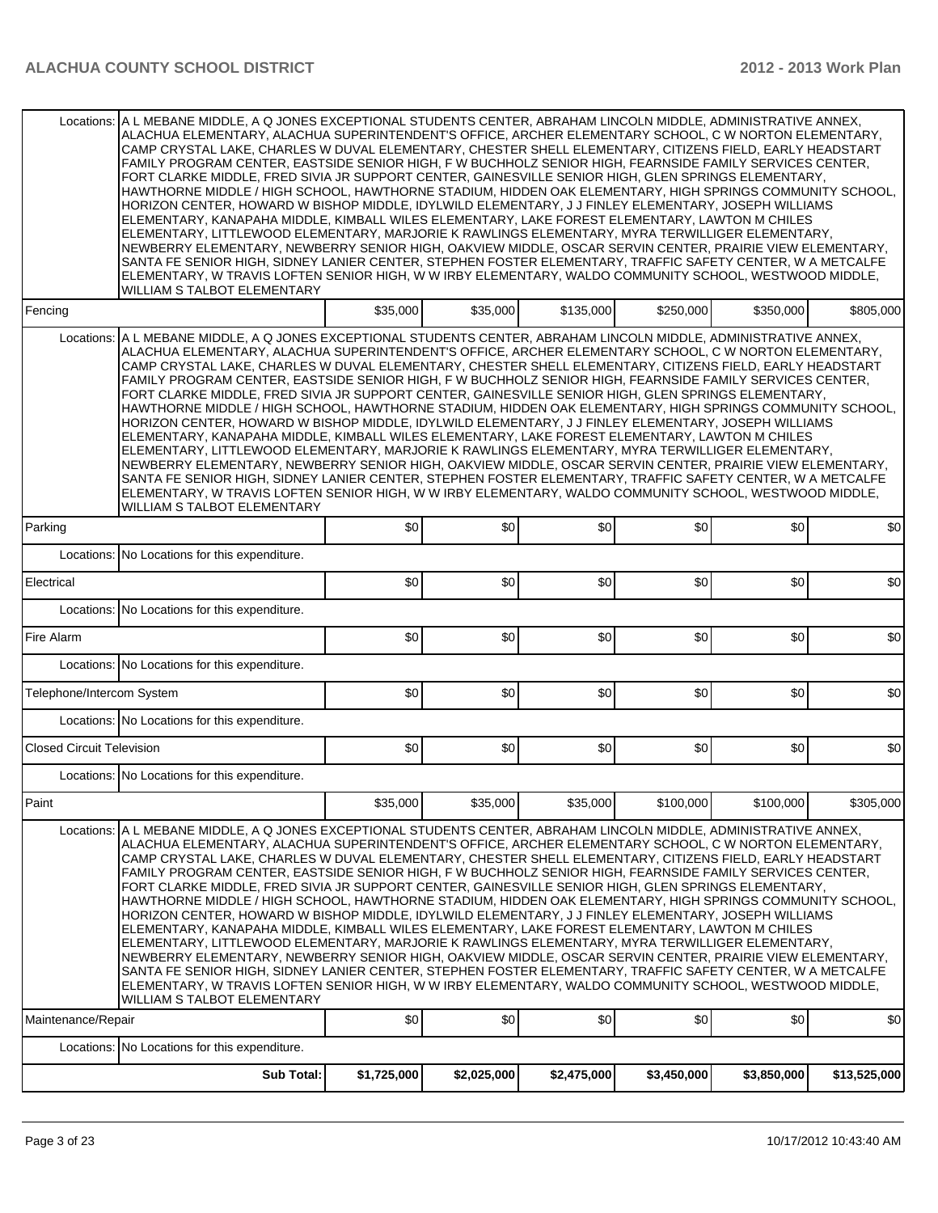| | | | | | | | |
|---|---|---|---|---|---|---|---|
| Locations: | A L MEBANE MIDDLE, A Q JONES EXCEPTIONAL STUDENTS CENTER, ABRAHAM LINCOLN MIDDLE, ADMINISTRATIVE ANNEX, ALACHUA ELEMENTARY, ALACHUA SUPERINTENDENT'S OFFICE, ARCHER ELEMENTARY SCHOOL, C W NORTON ELEMENTARY, CAMP CRYSTAL LAKE, CHARLES W DUVAL ELEMENTARY, CHESTER SHELL ELEMENTARY, CITIZENS FIELD, EARLY HEADSTART FAMILY PROGRAM CENTER, EASTSIDE SENIOR HIGH, F W BUCHHOLZ SENIOR HIGH, FEARNSIDE FAMILY SERVICES CENTER, FORT CLARKE MIDDLE, FRED SIVIA JR SUPPORT CENTER, GAINESVILLE SENIOR HIGH, GLEN SPRINGS ELEMENTARY, HAWTHORNE MIDDLE / HIGH SCHOOL, HAWTHORNE STADIUM, HIDDEN OAK ELEMENTARY, HIGH SPRINGS COMMUNITY SCHOOL, HORIZON CENTER, HOWARD W BISHOP MIDDLE, IDYLWILD ELEMENTARY, J J FINLEY ELEMENTARY, JOSEPH WILLIAMS ELEMENTARY, KANAPAHA MIDDLE, KIMBALL WILES ELEMENTARY, LAKE FOREST ELEMENTARY, LAWTON M CHILES ELEMENTARY, LITTLEWOOD ELEMENTARY, MARJORIE K RAWLINGS ELEMENTARY, MYRA TERWILLIGER ELEMENTARY, NEWBERRY ELEMENTARY, NEWBERRY SENIOR HIGH, OAKVIEW MIDDLE, OSCAR SERVIN CENTER, PRAIRIE VIEW ELEMENTARY, SANTA FE SENIOR HIGH, SIDNEY LANIER CENTER, STEPHEN FOSTER ELEMENTARY, TRAFFIC SAFETY CENTER, W A METCALFE ELEMENTARY, W TRAVIS LOFTEN SENIOR HIGH, W W IRBY ELEMENTARY, WALDO COMMUNITY SCHOOL, WESTWOOD MIDDLE, WILLIAM S TALBOT ELEMENTARY | | | | | | |
| Fencing | | $35,000 | $35,000 | $135,000 | $250,000 | $350,000 | $805,000 |
| Locations: | A L MEBANE MIDDLE, A Q JONES EXCEPTIONAL STUDENTS CENTER, ABRAHAM LINCOLN MIDDLE, ADMINISTRATIVE ANNEX, ALACHUA ELEMENTARY, ALACHUA SUPERINTENDENT'S OFFICE, ARCHER ELEMENTARY SCHOOL, C W NORTON ELEMENTARY, CAMP CRYSTAL LAKE, CHARLES W DUVAL ELEMENTARY, CHESTER SHELL ELEMENTARY, CITIZENS FIELD, EARLY HEADSTART FAMILY PROGRAM CENTER, EASTSIDE SENIOR HIGH, F W BUCHHOLZ SENIOR HIGH, FEARNSIDE FAMILY SERVICES CENTER, FORT CLARKE MIDDLE, FRED SIVIA JR SUPPORT CENTER, GAINESVILLE SENIOR HIGH, GLEN SPRINGS ELEMENTARY, HAWTHORNE MIDDLE / HIGH SCHOOL, HAWTHORNE STADIUM, HIDDEN OAK ELEMENTARY, HIGH SPRINGS COMMUNITY SCHOOL, HORIZON CENTER, HOWARD W BISHOP MIDDLE, IDYLWILD ELEMENTARY, J J FINLEY ELEMENTARY, JOSEPH WILLIAMS ELEMENTARY, KANAPAHA MIDDLE, KIMBALL WILES ELEMENTARY, LAKE FOREST ELEMENTARY, LAWTON M CHILES ELEMENTARY, LITTLEWOOD ELEMENTARY, MARJORIE K RAWLINGS ELEMENTARY, MYRA TERWILLIGER ELEMENTARY, NEWBERRY ELEMENTARY, NEWBERRY SENIOR HIGH, OAKVIEW MIDDLE, OSCAR SERVIN CENTER, PRAIRIE VIEW ELEMENTARY, SANTA FE SENIOR HIGH, SIDNEY LANIER CENTER, STEPHEN FOSTER ELEMENTARY, TRAFFIC SAFETY CENTER, W A METCALFE ELEMENTARY, W TRAVIS LOFTEN SENIOR HIGH, W W IRBY ELEMENTARY, WALDO COMMUNITY SCHOOL, WESTWOOD MIDDLE, WILLIAM S TALBOT ELEMENTARY | | | | | | |
| Parking | | $0 | $0 | $0 | $0 | $0 | $0 |
| Locations: | No Locations for this expenditure. | | | | | | |
| Electrical | | $0 | $0 | $0 | $0 | $0 | $0 |
| Locations: | No Locations for this expenditure. | | | | | | |
| Fire Alarm | | $0 | $0 | $0 | $0 | $0 | $0 |
| Locations: | No Locations for this expenditure. | | | | | | |
| Telephone/Intercom System | | $0 | $0 | $0 | $0 | $0 | $0 |
| Locations: | No Locations for this expenditure. | | | | | | |
| Closed Circuit Television | | $0 | $0 | $0 | $0 | $0 | $0 |
| Locations: | No Locations for this expenditure. | | | | | | |
| Paint | | $35,000 | $35,000 | $35,000 | $100,000 | $100,000 | $305,000 |
| Locations: | A L MEBANE MIDDLE, A Q JONES EXCEPTIONAL STUDENTS CENTER, ABRAHAM LINCOLN MIDDLE, ADMINISTRATIVE ANNEX, ALACHUA ELEMENTARY, ALACHUA SUPERINTENDENT'S OFFICE, ARCHER ELEMENTARY SCHOOL, C W NORTON ELEMENTARY, CAMP CRYSTAL LAKE, CHARLES W DUVAL ELEMENTARY, CHESTER SHELL ELEMENTARY, CITIZENS FIELD, EARLY HEADSTART FAMILY PROGRAM CENTER, EASTSIDE SENIOR HIGH, F W BUCHHOLZ SENIOR HIGH, FEARNSIDE FAMILY SERVICES CENTER, FORT CLARKE MIDDLE, FRED SIVIA JR SUPPORT CENTER, GAINESVILLE SENIOR HIGH, GLEN SPRINGS ELEMENTARY, HAWTHORNE MIDDLE / HIGH SCHOOL, HAWTHORNE STADIUM, HIDDEN OAK ELEMENTARY, HIGH SPRINGS COMMUNITY SCHOOL, HORIZON CENTER, HOWARD W BISHOP MIDDLE, IDYLWILD ELEMENTARY, J J FINLEY ELEMENTARY, JOSEPH WILLIAMS ELEMENTARY, KANAPAHA MIDDLE, KIMBALL WILES ELEMENTARY, LAKE FOREST ELEMENTARY, LAWTON M CHILES ELEMENTARY, LITTLEWOOD ELEMENTARY, MARJORIE K RAWLINGS ELEMENTARY, MYRA TERWILLIGER ELEMENTARY, NEWBERRY ELEMENTARY, NEWBERRY SENIOR HIGH, OAKVIEW MIDDLE, OSCAR SERVIN CENTER, PRAIRIE VIEW ELEMENTARY, SANTA FE SENIOR HIGH, SIDNEY LANIER CENTER, STEPHEN FOSTER ELEMENTARY, TRAFFIC SAFETY CENTER, W A METCALFE ELEMENTARY, W TRAVIS LOFTEN SENIOR HIGH, W W IRBY ELEMENTARY, WALDO COMMUNITY SCHOOL, WESTWOOD MIDDLE, WILLIAM S TALBOT ELEMENTARY | | | | | | |
| Maintenance/Repair | | $0 | $0 | $0 | $0 | $0 | $0 |
| Locations: | No Locations for this expenditure. | | | | | | |
| | **Sub Total:** | **$1,725,000** | **$2,025,000** | **$2,475,000** | **$3,450,000** | **$3,850,000** | **$13,525,000** |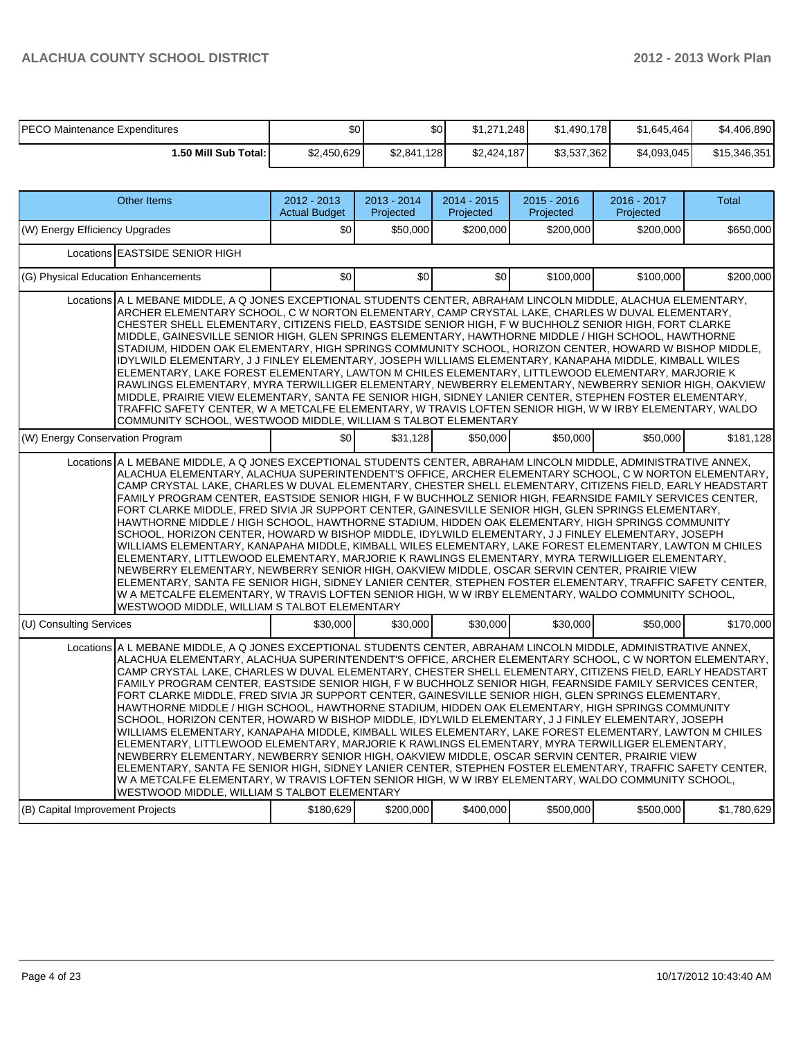| | | | | | | |
|---|---|---|---|---|---|---|
| PECO Maintenance Expenditures | $0 | $0 | $1,271,248 | $1,490,178 | $1,645,464 | $4,406,890 |
| **1.50 Mill Sub Total:** | $2,450,629 | $2,841,128 | $2,424,187 | $3,537,362 | $4,093,045 | $15,346,351 |

| Other Items | | 2012 - 2013 Actual Budget | 2013 - 2014 Projected | 2014 - 2015 Projected | 2015 - 2016 Projected | 2016 - 2017 Projected | Total |
|---|---|---|---|---|---|---|---|
| (W) Energy Efficiency Upgrades | | $0 | $50,000 | $200,000 | $200,000 | $200,000 | $650,000 |
| | Locations | EASTSIDE SENIOR HIGH | | | | | |
| (G) Physical Education Enhancements | | $0 | $0 | $0 | $100,000 | $100,000 | $200,000 |
| | Locations | A L MEBANE MIDDLE, A Q JONES EXCEPTIONAL STUDENTS CENTER, ABRAHAM LINCOLN MIDDLE, ALACHUA ELEMENTARY, ARCHER ELEMENTARY SCHOOL, C W NORTON ELEMENTARY, CAMP CRYSTAL LAKE, CHARLES W DUVAL ELEMENTARY, CHESTER SHELL ELEMENTARY, CITIZENS FIELD, EASTSIDE SENIOR HIGH, F W BUCHHOLZ SENIOR HIGH, FORT CLARKE MIDDLE, GAINESVILLE SENIOR HIGH, GLEN SPRINGS ELEMENTARY, HAWTHORNE MIDDLE / HIGH SCHOOL, HAWTHORNE STADIUM, HIDDEN OAK ELEMENTARY, HIGH SPRINGS COMMUNITY SCHOOL, HORIZON CENTER, HOWARD W BISHOP MIDDLE, IDYLWILD ELEMENTARY, J J FINLEY ELEMENTARY, JOSEPH WILLIAMS ELEMENTARY, KANAPAHA MIDDLE, KIMBALL WILES ELEMENTARY, LAKE FOREST ELEMENTARY, LAWTON M CHILES ELEMENTARY, LITTLEWOOD ELEMENTARY, MARJORIE K RAWLINGS ELEMENTARY, MYRA TERWILLIGER ELEMENTARY, NEWBERRY ELEMENTARY, NEWBERRY SENIOR HIGH, OAKVIEW MIDDLE, PRAIRIE VIEW ELEMENTARY, SANTA FE SENIOR HIGH, SIDNEY LANIER CENTER, STEPHEN FOSTER ELEMENTARY, TRAFFIC SAFETY CENTER, W A METCALFE ELEMENTARY, W TRAVIS LOFTEN SENIOR HIGH, W W IRBY ELEMENTARY, WALDO COMMUNITY SCHOOL, WESTWOOD MIDDLE, WILLIAM S TALBOT ELEMENTARY | | | | | |
| (W) Energy Conservation Program | | $0 | $31,128 | $50,000 | $50,000 | $50,000 | $181,128 |
| | Locations | A L MEBANE MIDDLE, A Q JONES EXCEPTIONAL STUDENTS CENTER, ABRAHAM LINCOLN MIDDLE, ADMINISTRATIVE ANNEX, ALACHUA ELEMENTARY, ALACHUA SUPERINTENDENT'S OFFICE, ARCHER ELEMENTARY SCHOOL, C W NORTON ELEMENTARY, CAMP CRYSTAL LAKE, CHARLES W DUVAL ELEMENTARY, CHESTER SHELL ELEMENTARY, CITIZENS FIELD, EARLY HEADSTART FAMILY PROGRAM CENTER, EASTSIDE SENIOR HIGH, F W BUCHHOLZ SENIOR HIGH, FEARNSIDE FAMILY SERVICES CENTER, FORT CLARKE MIDDLE, FRED SIVIA JR SUPPORT CENTER, GAINESVILLE SENIOR HIGH, GLEN SPRINGS ELEMENTARY, HAWTHORNE MIDDLE / HIGH SCHOOL, HAWTHORNE STADIUM, HIDDEN OAK ELEMENTARY, HIGH SPRINGS COMMUNITY SCHOOL, HORIZON CENTER, HOWARD W BISHOP MIDDLE, IDYLWILD ELEMENTARY, J J FINLEY ELEMENTARY, JOSEPH WILLIAMS ELEMENTARY, KANAPAHA MIDDLE, KIMBALL WILES ELEMENTARY, LAKE FOREST ELEMENTARY, LAWTON M CHILES ELEMENTARY, LITTLEWOOD ELEMENTARY, MARJORIE K RAWLINGS ELEMENTARY, MYRA TERWILLIGER ELEMENTARY, NEWBERRY ELEMENTARY, NEWBERRY SENIOR HIGH, OAKVIEW MIDDLE, OSCAR SERVIN CENTER, PRAIRIE VIEW ELEMENTARY, SANTA FE SENIOR HIGH, SIDNEY LANIER CENTER, STEPHEN FOSTER ELEMENTARY, TRAFFIC SAFETY CENTER, W A METCALFE ELEMENTARY, W TRAVIS LOFTEN SENIOR HIGH, W W IRBY ELEMENTARY, WALDO COMMUNITY SCHOOL, WESTWOOD MIDDLE, WILLIAM S TALBOT ELEMENTARY | | | | | |
| (U) Consulting Services | | $30,000 | $30,000 | $30,000 | $30,000 | $50,000 | $170,000 |
| | Locations | A L MEBANE MIDDLE, A Q JONES EXCEPTIONAL STUDENTS CENTER, ABRAHAM LINCOLN MIDDLE, ADMINISTRATIVE ANNEX, ALACHUA ELEMENTARY, ALACHUA SUPERINTENDENT'S OFFICE, ARCHER ELEMENTARY SCHOOL, C W NORTON ELEMENTARY, CAMP CRYSTAL LAKE, CHARLES W DUVAL ELEMENTARY, CHESTER SHELL ELEMENTARY, CITIZENS FIELD, EARLY HEADSTART FAMILY PROGRAM CENTER, EASTSIDE SENIOR HIGH, F W BUCHHOLZ SENIOR HIGH, FEARNSIDE FAMILY SERVICES CENTER, FORT CLARKE MIDDLE, FRED SIVIA JR SUPPORT CENTER, GAINESVILLE SENIOR HIGH, GLEN SPRINGS ELEMENTARY, HAWTHORNE MIDDLE / HIGH SCHOOL, HAWTHORNE STADIUM, HIDDEN OAK ELEMENTARY, HIGH SPRINGS COMMUNITY SCHOOL, HORIZON CENTER, HOWARD W BISHOP MIDDLE, IDYLWILD ELEMENTARY, J J FINLEY ELEMENTARY, JOSEPH WILLIAMS ELEMENTARY, KANAPAHA MIDDLE, KIMBALL WILES ELEMENTARY, LAKE FOREST ELEMENTARY, LAWTON M CHILES ELEMENTARY, LITTLEWOOD ELEMENTARY, MARJORIE K RAWLINGS ELEMENTARY, MYRA TERWILLIGER ELEMENTARY, NEWBERRY ELEMENTARY, NEWBERRY SENIOR HIGH, OAKVIEW MIDDLE, OSCAR SERVIN CENTER, PRAIRIE VIEW ELEMENTARY, SANTA FE SENIOR HIGH, SIDNEY LANIER CENTER, STEPHEN FOSTER ELEMENTARY, TRAFFIC SAFETY CENTER, W A METCALFE ELEMENTARY, W TRAVIS LOFTEN SENIOR HIGH, W W IRBY ELEMENTARY, WALDO COMMUNITY SCHOOL, WESTWOOD MIDDLE, WILLIAM S TALBOT ELEMENTARY | | | | | |
| (B) Capital Improvement Projects | | $180,629 | $200,000 | $400,000 | $500,000 | $500,000 | $1,780,629 |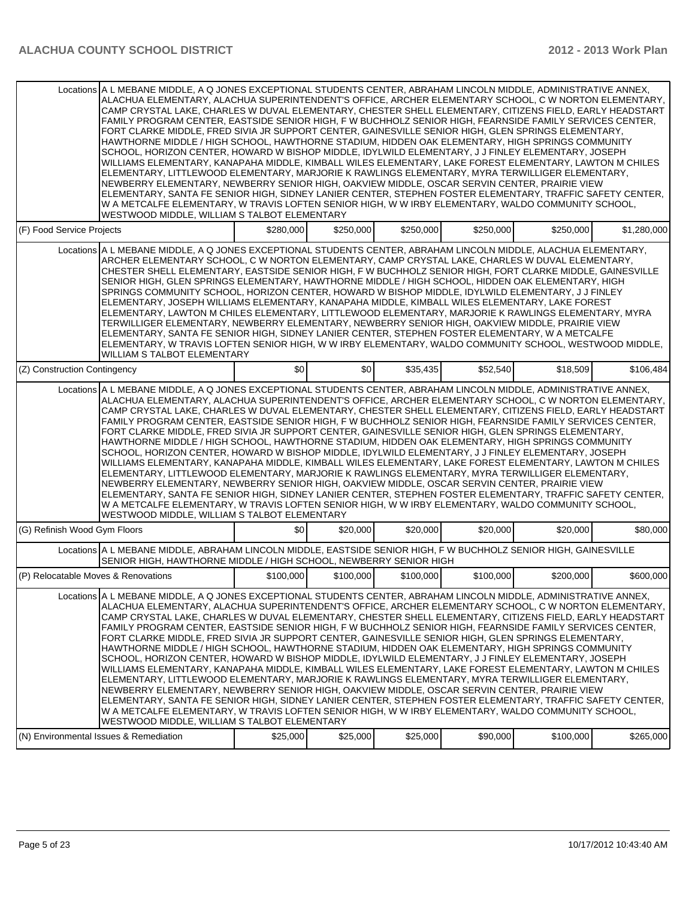| | | | | | | |
|---|---|---|---|---|---|---|
| Locations | A L MEBANE MIDDLE, A Q JONES EXCEPTIONAL STUDENTS CENTER, ABRAHAM LINCOLN MIDDLE, ADMINISTRATIVE ANNEX, ALACHUA ELEMENTARY, ALACHUA SUPERINTENDENT'S OFFICE, ARCHER ELEMENTARY SCHOOL, C W NORTON ELEMENTARY, CAMP CRYSTAL LAKE, CHARLES W DUVAL ELEMENTARY, CHESTER SHELL ELEMENTARY, CITIZENS FIELD, EARLY HEADSTART FAMILY PROGRAM CENTER, EASTSIDE SENIOR HIGH, F W BUCHHOLZ SENIOR HIGH, FEARNSIDE FAMILY SERVICES CENTER, FORT CLARKE MIDDLE, FRED SIVIA JR SUPPORT CENTER, GAINESVILLE SENIOR HIGH, GLEN SPRINGS ELEMENTARY, HAWTHORNE MIDDLE / HIGH SCHOOL, HAWTHORNE STADIUM, HIDDEN OAK ELEMENTARY, HIGH SPRINGS COMMUNITY SCHOOL, HORIZON CENTER, HOWARD W BISHOP MIDDLE, IDYLWILD ELEMENTARY, J J FINLEY ELEMENTARY, JOSEPH WILLIAMS ELEMENTARY, KANAPAHA MIDDLE, KIMBALL WILES ELEMENTARY, LAKE FOREST ELEMENTARY, LAWTON M CHILES ELEMENTARY, LITTLEWOOD ELEMENTARY, MARJORIE K RAWLINGS ELEMENTARY, MYRA TERWILLIGER ELEMENTARY, NEWBERRY ELEMENTARY, NEWBERRY SENIOR HIGH, OAKVIEW MIDDLE, OSCAR SERVIN CENTER, PRAIRIE VIEW ELEMENTARY, SANTA FE SENIOR HIGH, SIDNEY LANIER CENTER, STEPHEN FOSTER ELEMENTARY, TRAFFIC SAFETY CENTER, W A METCALFE ELEMENTARY, W TRAVIS LOFTEN SENIOR HIGH, W W IRBY ELEMENTARY, WALDO COMMUNITY SCHOOL, WESTWOOD MIDDLE, WILLIAM S TALBOT ELEMENTARY | | | | | |
| (F) Food Service Projects | | $280,000 | $250,000 | $250,000 | $250,000 | $250,000 | $1,280,000 |
| Locations | A L MEBANE MIDDLE, A Q JONES EXCEPTIONAL STUDENTS CENTER, ABRAHAM LINCOLN MIDDLE, ALACHUA ELEMENTARY, ARCHER ELEMENTARY SCHOOL, C W NORTON ELEMENTARY, CAMP CRYSTAL LAKE, CHARLES W DUVAL ELEMENTARY, CHESTER SHELL ELEMENTARY, EASTSIDE SENIOR HIGH, F W BUCHHOLZ SENIOR HIGH, FORT CLARKE MIDDLE, GAINESVILLE SENIOR HIGH, GLEN SPRINGS ELEMENTARY, HAWTHORNE MIDDLE / HIGH SCHOOL, HIDDEN OAK ELEMENTARY, HIGH SPRINGS COMMUNITY SCHOOL, HORIZON CENTER, HOWARD W BISHOP MIDDLE, IDYLWILD ELEMENTARY, J J FINLEY ELEMENTARY, JOSEPH WILLIAMS ELEMENTARY, KANAPAHA MIDDLE, KIMBALL WILES ELEMENTARY, LAKE FOREST ELEMENTARY, LAWTON M CHILES ELEMENTARY, LITTLEWOOD ELEMENTARY, MARJORIE K RAWLINGS ELEMENTARY, MYRA TERWILLIGER ELEMENTARY, NEWBERRY ELEMENTARY, NEWBERRY SENIOR HIGH, OAKVIEW MIDDLE, PRAIRIE VIEW ELEMENTARY, SANTA FE SENIOR HIGH, SIDNEY LANIER CENTER, STEPHEN FOSTER ELEMENTARY, W A METCALFE ELEMENTARY, W TRAVIS LOFTEN SENIOR HIGH, W W IRBY ELEMENTARY, WALDO COMMUNITY SCHOOL, WESTWOOD MIDDLE, WILLIAM S TALBOT ELEMENTARY | | | | | |
| (Z) Construction Contingency | | $0 | $0 | $35,435 | $52,540 | $18,509 | $106,484 |
| Locations | A L MEBANE MIDDLE, A Q JONES EXCEPTIONAL STUDENTS CENTER, ABRAHAM LINCOLN MIDDLE, ADMINISTRATIVE ANNEX, ALACHUA ELEMENTARY, ALACHUA SUPERINTENDENT'S OFFICE, ARCHER ELEMENTARY SCHOOL, C W NORTON ELEMENTARY, CAMP CRYSTAL LAKE, CHARLES W DUVAL ELEMENTARY, CHESTER SHELL ELEMENTARY, CITIZENS FIELD, EARLY HEADSTART FAMILY PROGRAM CENTER, EASTSIDE SENIOR HIGH, F W BUCHHOLZ SENIOR HIGH, FEARNSIDE FAMILY SERVICES CENTER, FORT CLARKE MIDDLE, FRED SIVIA JR SUPPORT CENTER, GAINESVILLE SENIOR HIGH, GLEN SPRINGS ELEMENTARY, HAWTHORNE MIDDLE / HIGH SCHOOL, HAWTHORNE STADIUM, HIDDEN OAK ELEMENTARY, HIGH SPRINGS COMMUNITY SCHOOL, HORIZON CENTER, HOWARD W BISHOP MIDDLE, IDYLWILD ELEMENTARY, J J FINLEY ELEMENTARY, JOSEPH WILLIAMS ELEMENTARY, KANAPAHA MIDDLE, KIMBALL WILES ELEMENTARY, LAKE FOREST ELEMENTARY, LAWTON M CHILES ELEMENTARY, LITTLEWOOD ELEMENTARY, MARJORIE K RAWLINGS ELEMENTARY, MYRA TERWILLIGER ELEMENTARY, NEWBERRY ELEMENTARY, NEWBERRY SENIOR HIGH, OAKVIEW MIDDLE, OSCAR SERVIN CENTER, PRAIRIE VIEW ELEMENTARY, SANTA FE SENIOR HIGH, SIDNEY LANIER CENTER, STEPHEN FOSTER ELEMENTARY, TRAFFIC SAFETY CENTER, W A METCALFE ELEMENTARY, W TRAVIS LOFTEN SENIOR HIGH, W W IRBY ELEMENTARY, WALDO COMMUNITY SCHOOL, WESTWOOD MIDDLE, WILLIAM S TALBOT ELEMENTARY | | | | | |
| (G) Refinish Wood Gym Floors | | $0 | $20,000 | $20,000 | $20,000 | $20,000 | $80,000 |
| Locations | A L MEBANE MIDDLE, ABRAHAM LINCOLN MIDDLE, EASTSIDE SENIOR HIGH, F W BUCHHOLZ SENIOR HIGH, GAINESVILLE SENIOR HIGH, HAWTHORNE MIDDLE / HIGH SCHOOL, NEWBERRY SENIOR HIGH | | | | | |
| (P) Relocatable Moves & Renovations | | $100,000 | $100,000 | $100,000 | $100,000 | $200,000 | $600,000 |
| Locations | A L MEBANE MIDDLE, A Q JONES EXCEPTIONAL STUDENTS CENTER, ABRAHAM LINCOLN MIDDLE, ADMINISTRATIVE ANNEX, ALACHUA ELEMENTARY, ALACHUA SUPERINTENDENT'S OFFICE, ARCHER ELEMENTARY SCHOOL, C W NORTON ELEMENTARY, CAMP CRYSTAL LAKE, CHARLES W DUVAL ELEMENTARY, CHESTER SHELL ELEMENTARY, CITIZENS FIELD, EARLY HEADSTART FAMILY PROGRAM CENTER, EASTSIDE SENIOR HIGH, F W BUCHHOLZ SENIOR HIGH, FEARNSIDE FAMILY SERVICES CENTER, FORT CLARKE MIDDLE, FRED SIVIA JR SUPPORT CENTER, GAINESVILLE SENIOR HIGH, GLEN SPRINGS ELEMENTARY, HAWTHORNE MIDDLE / HIGH SCHOOL, HAWTHORNE STADIUM, HIDDEN OAK ELEMENTARY, HIGH SPRINGS COMMUNITY SCHOOL, HORIZON CENTER, HOWARD W BISHOP MIDDLE, IDYLWILD ELEMENTARY, J J FINLEY ELEMENTARY, JOSEPH WILLIAMS ELEMENTARY, KANAPAHA MIDDLE, KIMBALL WILES ELEMENTARY, LAKE FOREST ELEMENTARY, LAWTON M CHILES ELEMENTARY, LITTLEWOOD ELEMENTARY, MARJORIE K RAWLINGS ELEMENTARY, MYRA TERWILLIGER ELEMENTARY, NEWBERRY ELEMENTARY, NEWBERRY SENIOR HIGH, OAKVIEW MIDDLE, OSCAR SERVIN CENTER, PRAIRIE VIEW ELEMENTARY, SANTA FE SENIOR HIGH, SIDNEY LANIER CENTER, STEPHEN FOSTER ELEMENTARY, TRAFFIC SAFETY CENTER, W A METCALFE ELEMENTARY, W TRAVIS LOFTEN SENIOR HIGH, W W IRBY ELEMENTARY, WALDO COMMUNITY SCHOOL, WESTWOOD MIDDLE, WILLIAM S TALBOT ELEMENTARY | | | | | |
| (N) Environmental Issues & Remediation | | $25,000 | $25,000 | $25,000 | $90,000 | $100,000 | $265,000 |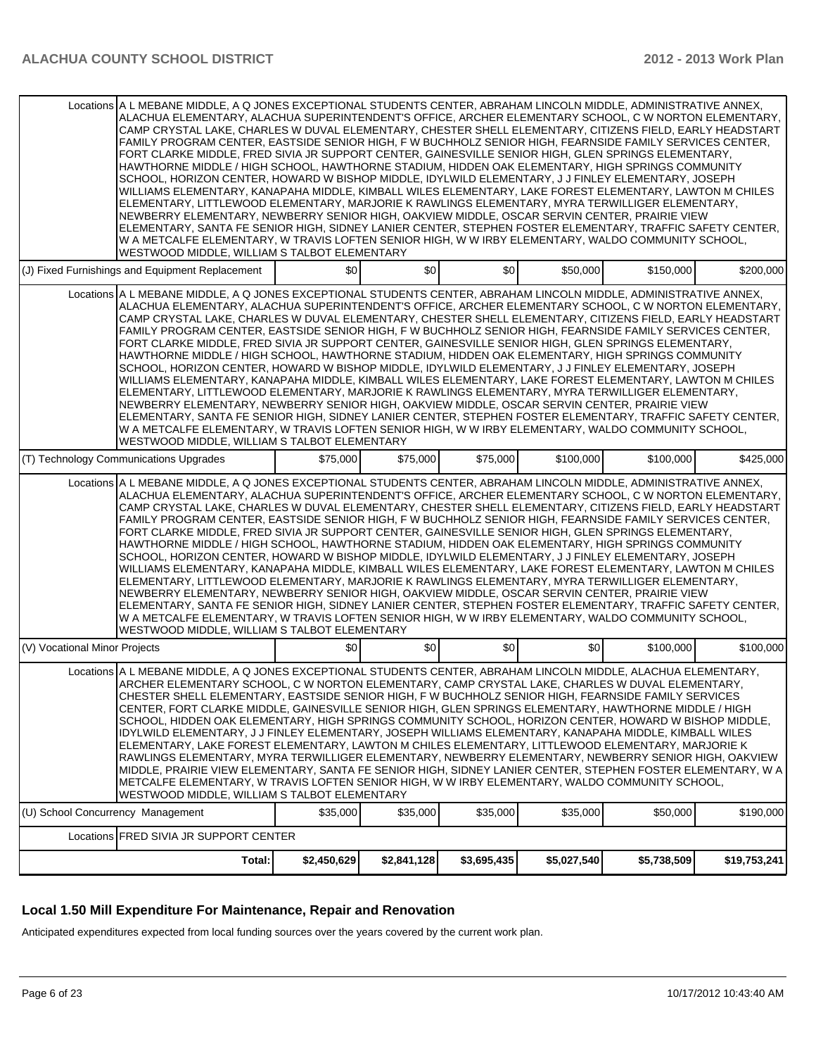| | | | | | | |
|---|---|---|---|---|---|---|
| Locations | A L MEBANE MIDDLE, A Q JONES EXCEPTIONAL STUDENTS CENTER, ABRAHAM LINCOLN MIDDLE, ADMINISTRATIVE ANNEX, ALACHUA ELEMENTARY, ALACHUA SUPERINTENDENT'S OFFICE, ARCHER ELEMENTARY SCHOOL, C W NORTON ELEMENTARY, CAMP CRYSTAL LAKE, CHARLES W DUVAL ELEMENTARY, CHESTER SHELL ELEMENTARY, CITIZENS FIELD, EARLY HEADSTART FAMILY PROGRAM CENTER, EASTSIDE SENIOR HIGH, F W BUCHHOLZ SENIOR HIGH, FEARNSIDE FAMILY SERVICES CENTER, FORT CLARKE MIDDLE, FRED SIVIA JR SUPPORT CENTER, GAINESVILLE SENIOR HIGH, GLEN SPRINGS ELEMENTARY, HAWTHORNE MIDDLE / HIGH SCHOOL, HAWTHORNE STADIUM, HIDDEN OAK ELEMENTARY, HIGH SPRINGS COMMUNITY SCHOOL, HORIZON CENTER, HOWARD W BISHOP MIDDLE, IDYLWILD ELEMENTARY, J J FINLEY ELEMENTARY, JOSEPH WILLIAMS ELEMENTARY, KANAPAHA MIDDLE, KIMBALL WILES ELEMENTARY, LAKE FOREST ELEMENTARY, LAWTON M CHILES ELEMENTARY, LITTLEWOOD ELEMENTARY, MARJORIE K RAWLINGS ELEMENTARY, MYRA TERWILLIGER ELEMENTARY, NEWBERRY ELEMENTARY, NEWBERRY SENIOR HIGH, OAKVIEW MIDDLE, OSCAR SERVIN CENTER, PRAIRIE VIEW ELEMENTARY, SANTA FE SENIOR HIGH, SIDNEY LANIER CENTER, STEPHEN FOSTER ELEMENTARY, TRAFFIC SAFETY CENTER, W A METCALFE ELEMENTARY, W TRAVIS LOFTEN SENIOR HIGH, W W IRBY ELEMENTARY, WALDO COMMUNITY SCHOOL, WESTWOOD MIDDLE, WILLIAM S TALBOT ELEMENTARY | | | | | |
| (J) Fixed Furnishings and Equipment Replacement | | $0 | $0 | $0 | $50,000 | $150,000 | $200,000 |
| Locations | A L MEBANE MIDDLE, A Q JONES EXCEPTIONAL STUDENTS CENTER, ABRAHAM LINCOLN MIDDLE, ADMINISTRATIVE ANNEX, ALACHUA ELEMENTARY, ALACHUA SUPERINTENDENT'S OFFICE, ARCHER ELEMENTARY SCHOOL, C W NORTON ELEMENTARY, CAMP CRYSTAL LAKE, CHARLES W DUVAL ELEMENTARY, CHESTER SHELL ELEMENTARY, CITIZENS FIELD, EARLY HEADSTART FAMILY PROGRAM CENTER, EASTSIDE SENIOR HIGH, F W BUCHHOLZ SENIOR HIGH, FEARNSIDE FAMILY SERVICES CENTER, FORT CLARKE MIDDLE, FRED SIVIA JR SUPPORT CENTER, GAINESVILLE SENIOR HIGH, GLEN SPRINGS ELEMENTARY, HAWTHORNE MIDDLE / HIGH SCHOOL, HAWTHORNE STADIUM, HIDDEN OAK ELEMENTARY, HIGH SPRINGS COMMUNITY SCHOOL, HORIZON CENTER, HOWARD W BISHOP MIDDLE, IDYLWILD ELEMENTARY, J J FINLEY ELEMENTARY, JOSEPH WILLIAMS ELEMENTARY, KANAPAHA MIDDLE, KIMBALL WILES ELEMENTARY, LAKE FOREST ELEMENTARY, LAWTON M CHILES ELEMENTARY, LITTLEWOOD ELEMENTARY, MARJORIE K RAWLINGS ELEMENTARY, MYRA TERWILLIGER ELEMENTARY, NEWBERRY ELEMENTARY, NEWBERRY SENIOR HIGH, OAKVIEW MIDDLE, OSCAR SERVIN CENTER, PRAIRIE VIEW ELEMENTARY, SANTA FE SENIOR HIGH, SIDNEY LANIER CENTER, STEPHEN FOSTER ELEMENTARY, TRAFFIC SAFETY CENTER, W A METCALFE ELEMENTARY, W TRAVIS LOFTEN SENIOR HIGH, W W IRBY ELEMENTARY, WALDO COMMUNITY SCHOOL, WESTWOOD MIDDLE, WILLIAM S TALBOT ELEMENTARY | | | | | |
| (T) Technology Communications Upgrades | | $75,000 | $75,000 | $75,000 | $100,000 | $100,000 | $425,000 |
| Locations | A L MEBANE MIDDLE, A Q JONES EXCEPTIONAL STUDENTS CENTER, ABRAHAM LINCOLN MIDDLE, ADMINISTRATIVE ANNEX, ALACHUA ELEMENTARY, ALACHUA SUPERINTENDENT'S OFFICE, ARCHER ELEMENTARY SCHOOL, C W NORTON ELEMENTARY, CAMP CRYSTAL LAKE, CHARLES W DUVAL ELEMENTARY, CHESTER SHELL ELEMENTARY, CITIZENS FIELD, EARLY HEADSTART FAMILY PROGRAM CENTER, EASTSIDE SENIOR HIGH, F W BUCHHOLZ SENIOR HIGH, FEARNSIDE FAMILY SERVICES CENTER, FORT CLARKE MIDDLE, FRED SIVIA JR SUPPORT CENTER, GAINESVILLE SENIOR HIGH, GLEN SPRINGS ELEMENTARY, HAWTHORNE MIDDLE / HIGH SCHOOL, HAWTHORNE STADIUM, HIDDEN OAK ELEMENTARY, HIGH SPRINGS COMMUNITY SCHOOL, HORIZON CENTER, HOWARD W BISHOP MIDDLE, IDYLWILD ELEMENTARY, J J FINLEY ELEMENTARY, JOSEPH WILLIAMS ELEMENTARY, KANAPAHA MIDDLE, KIMBALL WILES ELEMENTARY, LAKE FOREST ELEMENTARY, LAWTON M CHILES ELEMENTARY, LITTLEWOOD ELEMENTARY, MARJORIE K RAWLINGS ELEMENTARY, MYRA TERWILLIGER ELEMENTARY, NEWBERRY ELEMENTARY, NEWBERRY SENIOR HIGH, OAKVIEW MIDDLE, OSCAR SERVIN CENTER, PRAIRIE VIEW ELEMENTARY, SANTA FE SENIOR HIGH, SIDNEY LANIER CENTER, STEPHEN FOSTER ELEMENTARY, TRAFFIC SAFETY CENTER, W A METCALFE ELEMENTARY, W TRAVIS LOFTEN SENIOR HIGH, W W IRBY ELEMENTARY, WALDO COMMUNITY SCHOOL, WESTWOOD MIDDLE, WILLIAM S TALBOT ELEMENTARY | | | | | |
| (V) Vocational Minor Projects | | $0 | $0 | $0 | $0 | $100,000 | $100,000 |
| Locations | A L MEBANE MIDDLE, A Q JONES EXCEPTIONAL STUDENTS CENTER, ABRAHAM LINCOLN MIDDLE, ALACHUA ELEMENTARY, ARCHER ELEMENTARY SCHOOL, C W NORTON ELEMENTARY, CAMP CRYSTAL LAKE, CHARLES W DUVAL ELEMENTARY, CHESTER SHELL ELEMENTARY, EASTSIDE SENIOR HIGH, F W BUCHHOLZ SENIOR HIGH, FEARNSIDE FAMILY SERVICES CENTER, FORT CLARKE MIDDLE, GAINESVILLE SENIOR HIGH, GLEN SPRINGS ELEMENTARY, HAWTHORNE MIDDLE / HIGH SCHOOL, HIDDEN OAK ELEMENTARY, HIGH SPRINGS COMMUNITY SCHOOL, HORIZON CENTER, HOWARD W BISHOP MIDDLE, IDYLWILD ELEMENTARY, J J FINLEY ELEMENTARY, JOSEPH WILLIAMS ELEMENTARY, KANAPAHA MIDDLE, KIMBALL WILES ELEMENTARY, LAKE FOREST ELEMENTARY, LAWTON M CHILES ELEMENTARY, LITTLEWOOD ELEMENTARY, MARJORIE K RAWLINGS ELEMENTARY, MYRA TERWILLIGER ELEMENTARY, NEWBERRY ELEMENTARY, NEWBERRY SENIOR HIGH, OAKVIEW MIDDLE, PRAIRIE VIEW ELEMENTARY, SANTA FE SENIOR HIGH, SIDNEY LANIER CENTER, STEPHEN FOSTER ELEMENTARY, W A METCALFE ELEMENTARY, W TRAVIS LOFTEN SENIOR HIGH, W W IRBY ELEMENTARY, WALDO COMMUNITY SCHOOL, WESTWOOD MIDDLE, WILLIAM S TALBOT ELEMENTARY | | | | | |
| (U) School Concurrency Management | | $35,000 | $35,000 | $35,000 | $35,000 | $50,000 | $190,000 |
| Locations | FRED SIVIA JR SUPPORT CENTER | | | | | | |
| | Total: | $2,450,629 | $2,841,128 | $3,695,435 | $5,027,540 | $5,738,509 | $19,753,241 |

## Local 1.50 Mill Expenditure For Maintenance, Repair and Renovation

Anticipated expenditures expected from local funding sources over the years covered by the current work plan.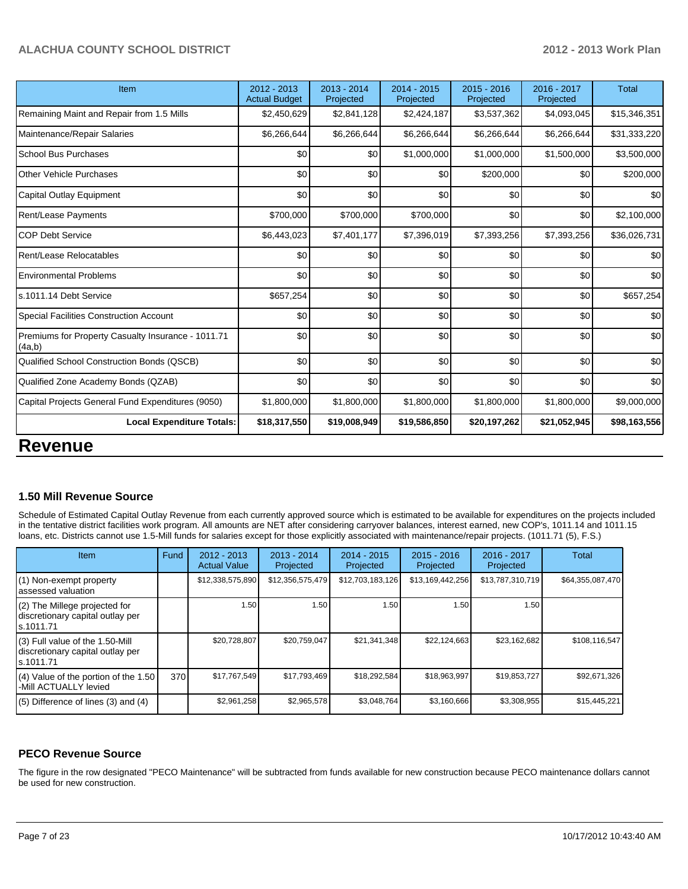| Item | 2012 - 2013 Actual Budget | 2013 - 2014 Projected | 2014 - 2015 Projected | 2015 - 2016 Projected | 2016 - 2017 Projected | Total |
|---|---|---|---|---|---|---|
| Remaining Maint and Repair from 1.5 Mills | $2,450,629 | $2,841,128 | $2,424,187 | $3,537,362 | $4,093,045 | $15,346,351 |
| Maintenance/Repair Salaries | $6,266,644 | $6,266,644 | $6,266,644 | $6,266,644 | $6,266,644 | $31,333,220 |
| School Bus Purchases | $0 | $0 | $1,000,000 | $1,000,000 | $1,500,000 | $3,500,000 |
| Other Vehicle Purchases | $0 | $0 | $0 | $200,000 | $0 | $200,000 |
| Capital Outlay Equipment | $0 | $0 | $0 | $0 | $0 | $0 |
| Rent/Lease Payments | $700,000 | $700,000 | $700,000 | $0 | $0 | $2,100,000 |
| COP Debt Service | $6,443,023 | $7,401,177 | $7,396,019 | $7,393,256 | $7,393,256 | $36,026,731 |
| Rent/Lease Relocatables | $0 | $0 | $0 | $0 | $0 | $0 |
| Environmental Problems | $0 | $0 | $0 | $0 | $0 | $0 |
| s.1011.14 Debt Service | $657,254 | $0 | $0 | $0 | $0 | $657,254 |
| Special Facilities Construction Account | $0 | $0 | $0 | $0 | $0 | $0 |
| Premiums for Property Casualty Insurance - 1011.71 (4a,b) | $0 | $0 | $0 | $0 | $0 | $0 |
| Qualified School Construction Bonds (QSCB) | $0 | $0 | $0 | $0 | $0 | $0 |
| Qualified Zone Academy Bonds (QZAB) | $0 | $0 | $0 | $0 | $0 | $0 |
| Capital Projects General Fund Expenditures (9050) | $1,800,000 | $1,800,000 | $1,800,000 | $1,800,000 | $1,800,000 | $9,000,000 |
| **Local Expenditure Totals:** | **$18,317,550** | **$19,008,949** | **$19,586,850** | **$20,197,262** | **$21,052,945** | **$98,163,556** |

# Revenue

### 1.50 Mill Revenue Source

Schedule of Estimated Capital Outlay Revenue from each currently approved source which is estimated to be available for expenditures on the projects included in the tentative district facilities work program. All amounts are NET after considering carryover balances, interest earned, new COP's, 1011.14 and 1011.15 loans, etc. Districts cannot use 1.5-Mill funds for salaries except for those explicitly associated with maintenance/repair projects. (1011.71 (5), F.S.)

| Item | Fund | 2012 - 2013 Actual Value | 2013 - 2014 Projected | 2014 - 2015 Projected | 2015 - 2016 Projected | 2016 - 2017 Projected | Total |
|---|---|---|---|---|---|---|---|
| (1) Non-exempt property assessed valuation | | $12,338,575,890 | $12,356,575,479 | $12,703,183,126 | $13,169,442,256 | $13,787,310,719 | $64,355,087,470 |
| (2) The Millege projected for discretionary capital outlay per s.1011.71 | | 1.50 | 1.50 | 1.50 | 1.50 | 1.50 | |
| (3) Full value of the 1.50-Mill discretionary capital outlay per s.1011.71 | | $20,728,807 | $20,759,047 | $21,341,348 | $22,124,663 | $23,162,682 | $108,116,547 |
| (4) Value of the portion of the 1.50 -Mill ACTUALLY levied | 370 | $17,767,549 | $17,793,469 | $18,292,584 | $18,963,997 | $19,853,727 | $92,671,326 |
| (5) Difference of lines (3) and (4) | | $2,961,258 | $2,965,578 | $3,048,764 | $3,160,666 | $3,308,955 | $15,445,221 |

### PECO Revenue Source

The figure in the row designated "PECO Maintenance" will be subtracted from funds available for new construction because PECO maintenance dollars cannot be used for new construction.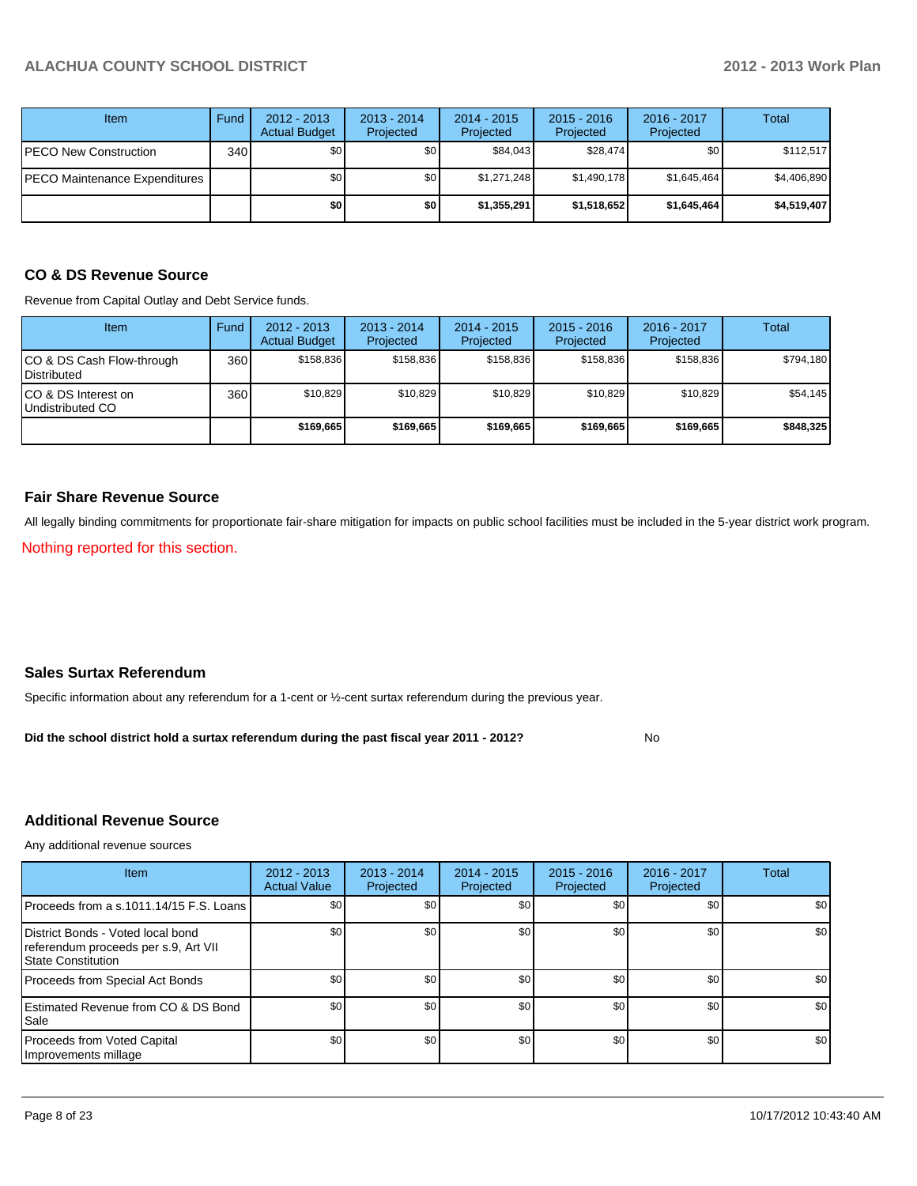| Item | Fund | 2012 - 2013 Actual Budget | 2013 - 2014 Projected | 2014 - 2015 Projected | 2015 - 2016 Projected | 2016 - 2017 Projected | Total |
|---|---|---|---|---|---|---|---|
| PECO New Construction | 340 | $0 | $0 | $84,043 | $28,474 | $0 | $112,517 |
| PECO Maintenance Expenditures | | $0 | $0 | $1,271,248 | $1,490,178 | $1,645,464 | $4,406,890 |
| | | **$0** | **$0** | **$1,355,291** | **$1,518,652** | **$1,645,464** | **$4,519,407** |

## CO & DS Revenue Source

Revenue from Capital Outlay and Debt Service funds.

| Item | Fund | 2012 - 2013 Actual Budget | 2013 - 2014 Projected | 2014 - 2015 Projected | 2015 - 2016 Projected | 2016 - 2017 Projected | Total |
|---|---|---|---|---|---|---|---|
| CO & DS Cash Flow-through Distributed | 360 | $158,836 | $158,836 | $158,836 | $158,836 | $158,836 | $794,180 |
| CO & DS Interest on Undistributed CO | 360 | $10,829 | $10,829 | $10,829 | $10,829 | $10,829 | $54,145 |
| | | **$169,665** | **$169,665** | **$169,665** | **$169,665** | **$169,665** | **$848,325** |

## Fair Share Revenue Source

All legally binding commitments for proportionate fair-share mitigation for impacts on public school facilities must be included in the 5-year district work program.

Nothing reported for this section.

## Sales Surtax Referendum

Specific information about any referendum for a 1-cent or ½-cent surtax referendum during the previous year.

**Did the school district hold a surtax referendum during the past fiscal year 2011 - 2012?** No

## Additional Revenue Source

Any additional revenue sources

| Item | 2012 - 2013 Actual Value | 2013 - 2014 Projected | 2014 - 2015 Projected | 2015 - 2016 Projected | 2016 - 2017 Projected | Total |
|---|---|---|---|---|---|---|
| Proceeds from a s.1011.14/15 F.S. Loans | $0 | $0 | $0 | $0 | $0 | $0 |
| District Bonds - Voted local bond referendum proceeds per s.9, Art VII State Constitution | $0 | $0 | $0 | $0 | $0 | $0 |
| Proceeds from Special Act Bonds | $0 | $0 | $0 | $0 | $0 | $0 |
| Estimated Revenue from CO & DS Bond Sale | $0 | $0 | $0 | $0 | $0 | $0 |
| Proceeds from Voted Capital Improvements millage | $0 | $0 | $0 | $0 | $0 | $0 |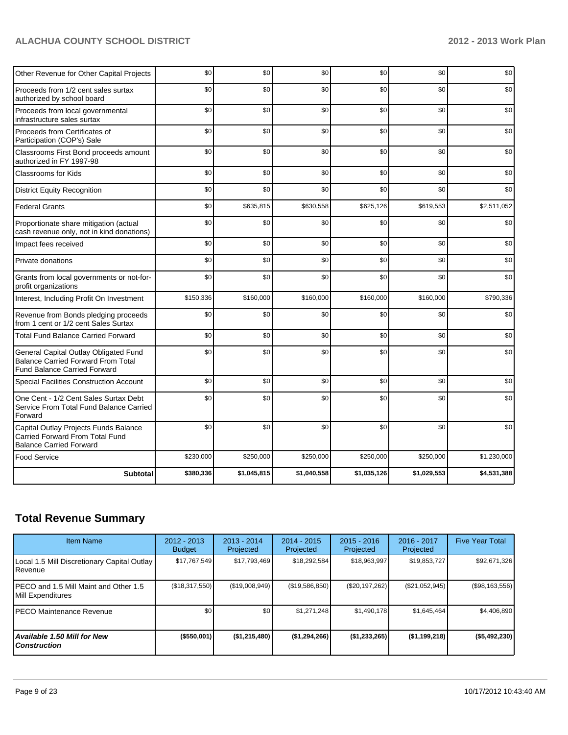| | | | | | | |
|---|---|---|---|---|---|---|
| Other Revenue for Other Capital Projects | $0 | $0 | $0 | $0 | $0 | $0 |
| Proceeds from 1/2 cent sales surtax authorized by school board | $0 | $0 | $0 | $0 | $0 | $0 |
| Proceeds from local governmental infrastructure sales surtax | $0 | $0 | $0 | $0 | $0 | $0 |
| Proceeds from Certificates of Participation (COP's) Sale | $0 | $0 | $0 | $0 | $0 | $0 |
| Classrooms First Bond proceeds amount authorized in FY 1997-98 | $0 | $0 | $0 | $0 | $0 | $0 |
| Classrooms for Kids | $0 | $0 | $0 | $0 | $0 | $0 |
| District Equity Recognition | $0 | $0 | $0 | $0 | $0 | $0 |
| Federal Grants | $0 | $635,815 | $630,558 | $625,126 | $619,553 | $2,511,052 |
| Proportionate share mitigation (actual cash revenue only, not in kind donations) | $0 | $0 | $0 | $0 | $0 | $0 |
| Impact fees received | $0 | $0 | $0 | $0 | $0 | $0 |
| Private donations | $0 | $0 | $0 | $0 | $0 | $0 |
| Grants from local governments or not-for-profit organizations | $0 | $0 | $0 | $0 | $0 | $0 |
| Interest, Including Profit On Investment | $150,336 | $160,000 | $160,000 | $160,000 | $160,000 | $790,336 |
| Revenue from Bonds pledging proceeds from 1 cent or 1/2 cent Sales Surtax | $0 | $0 | $0 | $0 | $0 | $0 |
| Total Fund Balance Carried Forward | $0 | $0 | $0 | $0 | $0 | $0 |
| General Capital Outlay Obligated Fund Balance Carried Forward From Total Fund Balance Carried Forward | $0 | $0 | $0 | $0 | $0 | $0 |
| Special Facilities Construction Account | $0 | $0 | $0 | $0 | $0 | $0 |
| One Cent - 1/2 Cent Sales Surtax Debt Service From Total Fund Balance Carried Forward | $0 | $0 | $0 | $0 | $0 | $0 |
| Capital Outlay Projects Funds Balance Carried Forward From Total Fund Balance Carried Forward | $0 | $0 | $0 | $0 | $0 | $0 |
| Food Service | $230,000 | $250,000 | $250,000 | $250,000 | $250,000 | $1,230,000 |
| **Subtotal** | **$380,336** | **$1,045,815** | **$1,040,558** | **$1,035,126** | **$1,029,553** | **$4,531,388** |

## Total Revenue Summary

| Item Name | 2012 - 2013 Budget | 2013 - 2014 Projected | 2014 - 2015 Projected | 2015 - 2016 Projected | 2016 - 2017 Projected | Five Year Total |
|---|---|---|---|---|---|---|
| Local 1.5 Mill Discretionary Capital Outlay Revenue | $17,767,549 | $17,793,469 | $18,292,584 | $18,963,997 | $19,853,727 | $92,671,326 |
| PECO and 1.5 Mill Maint and Other 1.5 Mill Expenditures | ($18,317,550) | ($19,008,949) | ($19,586,850) | ($20,197,262) | ($21,052,945) | ($98,163,556) |
| PECO Maintenance Revenue | $0 | $0 | $1,271,248 | $1,490,178 | $1,645,464 | $4,406,890 |
| ***Available 1.50 Mill for New Construction*** | **($550,001)** | **($1,215,480)** | **($1,294,266)** | **($1,233,265)** | **($1,199,218)** | **($5,492,230)** |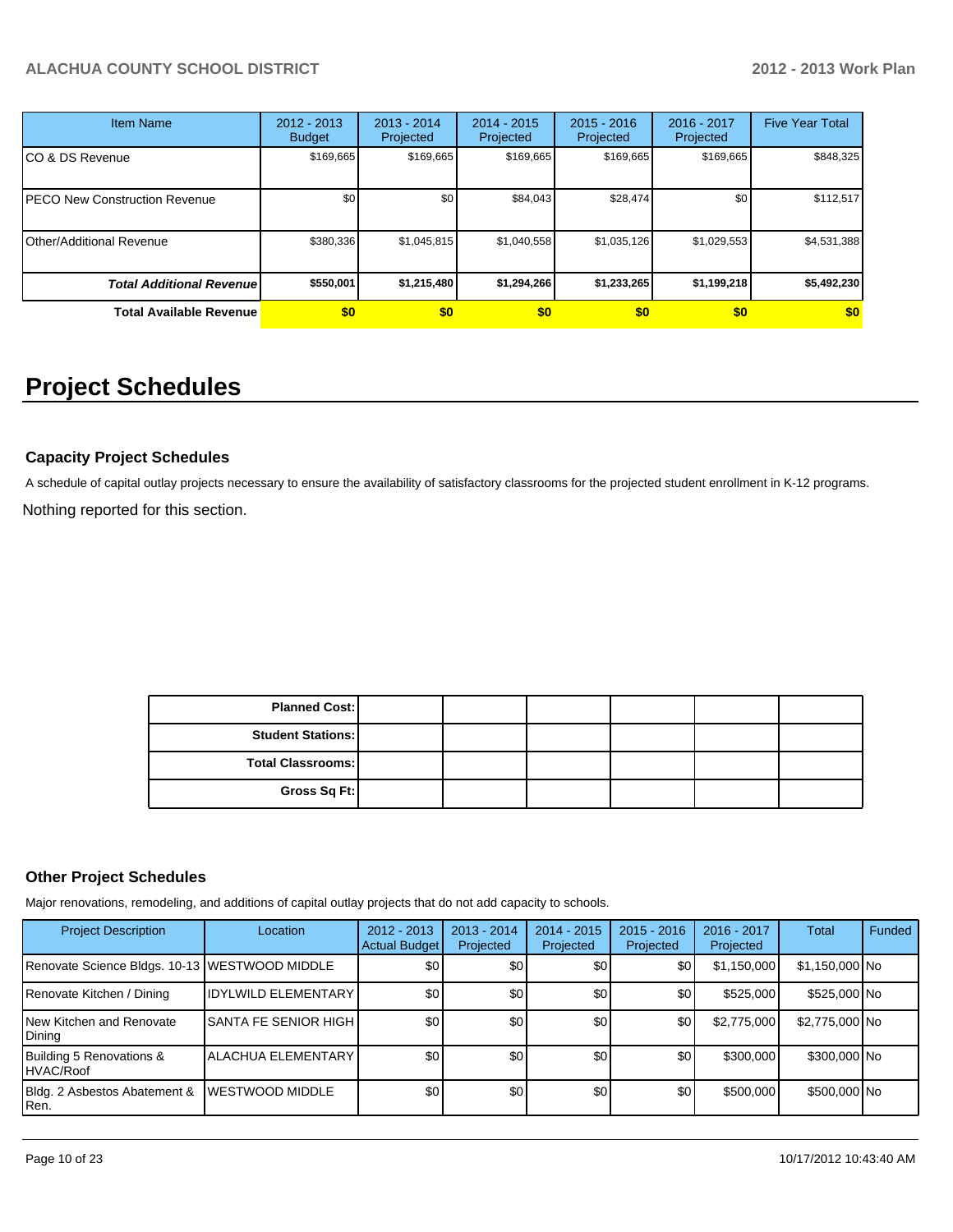| Item Name | 2012 - 2013 Budget | 2013 - 2014 Projected | 2014 - 2015 Projected | 2015 - 2016 Projected | 2016 - 2017 Projected | Five Year Total |
|---|---|---|---|---|---|---|
| CO & DS Revenue | $169,665 | $169,665 | $169,665 | $169,665 | $169,665 | $848,325 |
| PECO New Construction Revenue | $0 | $0 | $84,043 | $28,474 | $0 | $112,517 |
| Other/Additional Revenue | $380,336 | $1,045,815 | $1,040,558 | $1,035,126 | $1,029,553 | $4,531,388 |
| ***Total Additional Revenue*** | **$550,001** | **$1,215,480** | **$1,294,266** | **$1,233,265** | **$1,199,218** | **$5,492,230** |
| **Total Available Revenue** | **$0** | **$0** | **$0** | **$0** | **$0** | **$0** |

# Project Schedules

### Capacity Project Schedules

A schedule of capital outlay projects necessary to ensure the availability of satisfactory classrooms for the projected student enrollment in K-12 programs.

Nothing reported for this section.

| | | | | | | |
|---|---|---|---|---|---|---|
| **Planned Cost:** | | | | | | |
| **Student Stations:** | | | | | | |
| **Total Classrooms:** | | | | | | |
| **Gross Sq Ft:** | | | | | | |

### Other Project Schedules

Major renovations, remodeling, and additions of capital outlay projects that do not add capacity to schools.

| Project Description | Location | 2012 - 2013 Actual Budget | 2013 - 2014 Projected | 2014 - 2015 Projected | 2015 - 2016 Projected | 2016 - 2017 Projected | Total | Funded |
|---|---|---|---|---|---|---|---|---|
| Renovate Science Bldgs. 10-13 | WESTWOOD MIDDLE | $0 | $0 | $0 | $0 | $1,150,000 | $1,150,000 | No |
| Renovate Kitchen / Dining | IDYLWILD ELEMENTARY | $0 | $0 | $0 | $0 | $525,000 | $525,000 | No |
| New Kitchen and Renovate Dining | SANTA FE SENIOR HIGH | $0 | $0 | $0 | $0 | $2,775,000 | $2,775,000 | No |
| Building 5 Renovations & HVAC/Roof | ALACHUA ELEMENTARY | $0 | $0 | $0 | $0 | $300,000 | $300,000 | No |
| Bldg. 2 Asbestos Abatement & Ren. | WESTWOOD MIDDLE | $0 | $0 | $0 | $0 | $500,000 | $500,000 | No |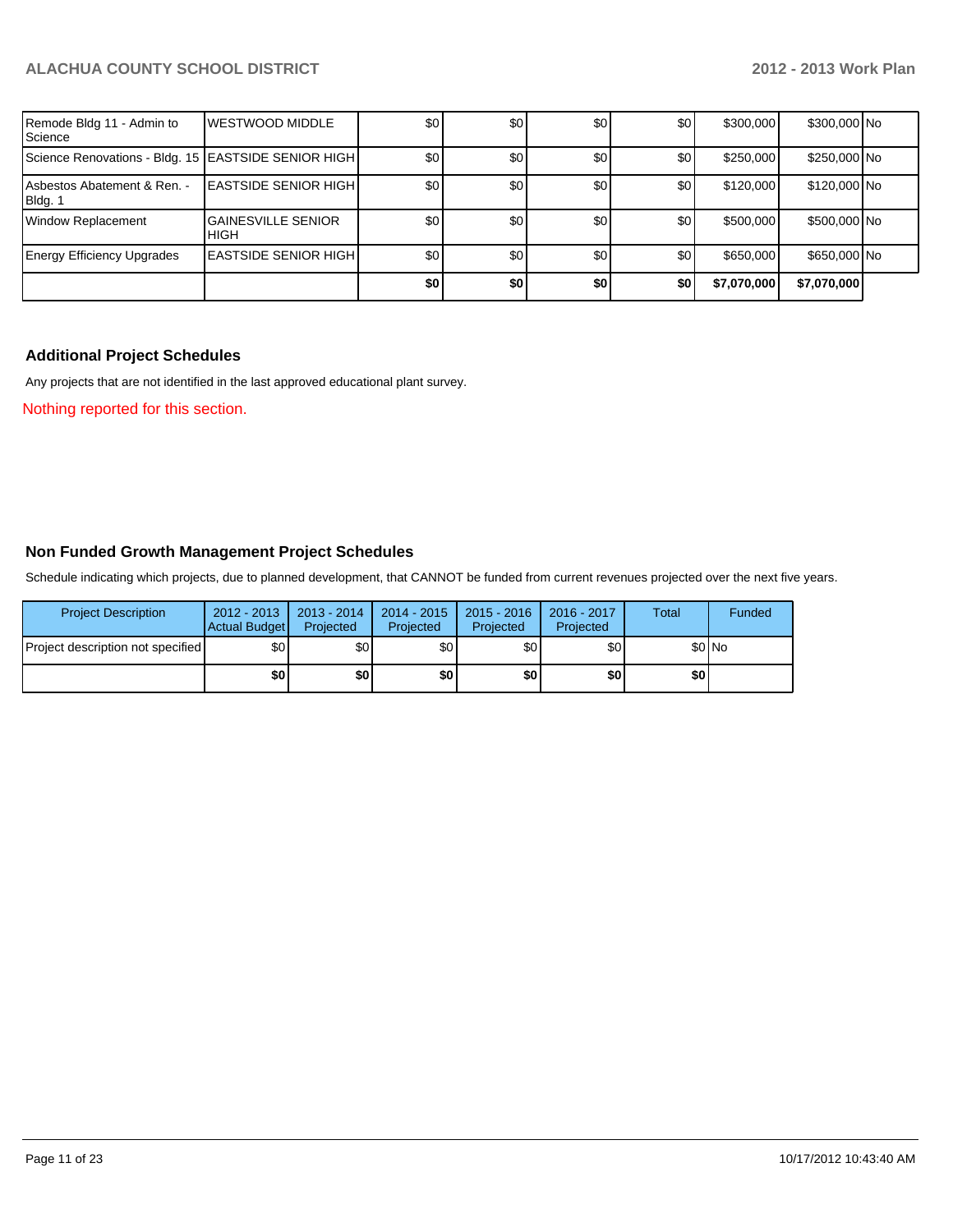| | | | | | | | | |
|---|---|---|---|---|---|---|---|---|
| Remode Bldg 11 - Admin to Science | WESTWOOD MIDDLE | $0 | $0 | $0 | $0 | $300,000 | $300,000 | No |
| Science Renovations - Bldg. 15 | EASTSIDE SENIOR HIGH | $0 | $0 | $0 | $0 | $250,000 | $250,000 | No |
| Asbestos Abatement & Ren. - Bldg. 1 | EASTSIDE SENIOR HIGH | $0 | $0 | $0 | $0 | $120,000 | $120,000 | No |
| Window Replacement | GAINESVILLE SENIOR HIGH | $0 | $0 | $0 | $0 | $500,000 | $500,000 | No |
| Energy Efficiency Upgrades | EASTSIDE SENIOR HIGH | $0 | $0 | $0 | $0 | $650,000 | $650,000 | No |
| | | **$0** | **$0** | **$0** | **$0** | **$7,070,000** | **$7,070,000** | |

### Additional Project Schedules

Any projects that are not identified in the last approved educational plant survey.

Nothing reported for this section.

### Non Funded Growth Management Project Schedules

Schedule indicating which projects, due to planned development, that CANNOT be funded from current revenues projected over the next five years.

| Project Description | 2012 - 2013 Actual Budget | 2013 - 2014 Projected | 2014 - 2015 Projected | 2015 - 2016 Projected | 2016 - 2017 Projected | Total | Funded |
|---|---|---|---|---|---|---|---|
| Project description not specified | $0 | $0 | $0 | $0 | $0 | $0 | No |
| | **$0** | **$0** | **$0** | **$0** | **$0** | **$0** | |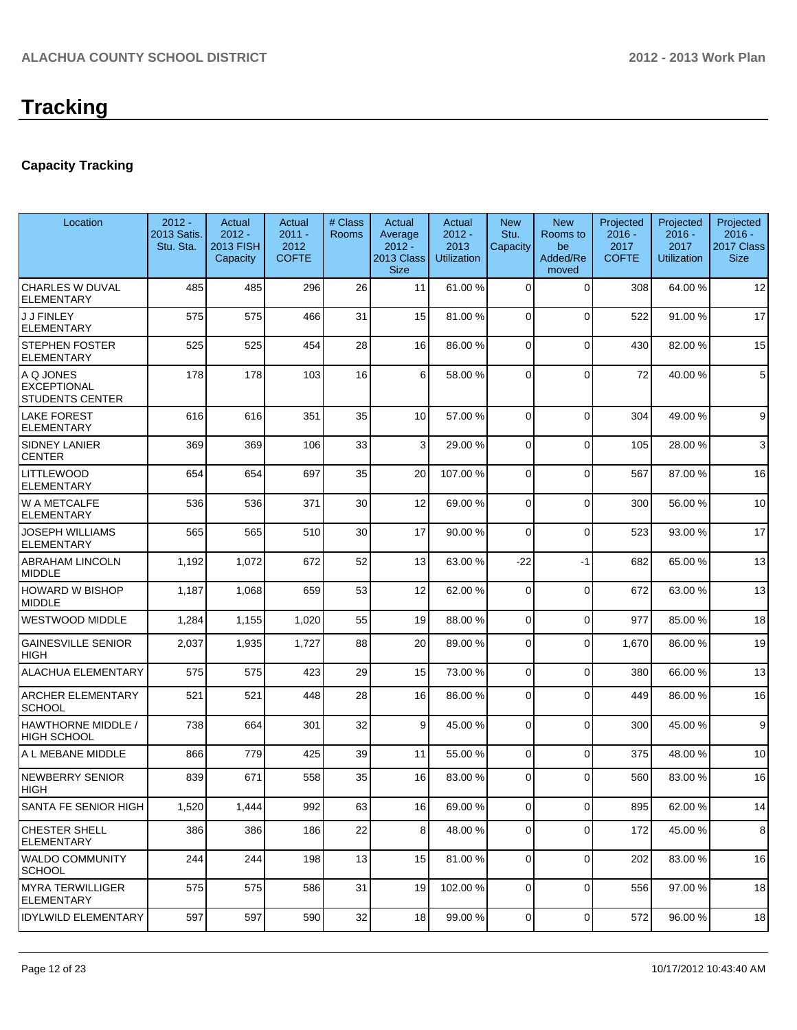# Tracking

## Capacity Tracking

| Location | 2012 - 2013 Satis. Stu. Sta. | Actual 2012 - 2013 FISH Capacity | Actual 2011 - 2012 COFTE | # Class Rooms | Actual Average 2012 - 2013 Class Size | Actual 2012 - 2013 Utilization | New Stu. Capacity | New Rooms to be Added/Removed | Projected 2016 - 2017 COFTE | Projected 2016 - 2017 Utilization | Projected 2016 - 2017 Class Size |
|---|---|---|---|---|---|---|---|---|---|---|---|
| CHARLES W DUVAL ELEMENTARY | 485 | 485 | 296 | 26 | 11 | 61.00 % | 0 | 0 | 308 | 64.00 % | 12 |
| J J FINLEY ELEMENTARY | 575 | 575 | 466 | 31 | 15 | 81.00 % | 0 | 0 | 522 | 91.00 % | 17 |
| STEPHEN FOSTER ELEMENTARY | 525 | 525 | 454 | 28 | 16 | 86.00 % | 0 | 0 | 430 | 82.00 % | 15 |
| A Q JONES EXCEPTIONAL STUDENTS CENTER | 178 | 178 | 103 | 16 | 6 | 58.00 % | 0 | 0 | 72 | 40.00 % | 5 |
| LAKE FOREST ELEMENTARY | 616 | 616 | 351 | 35 | 10 | 57.00 % | 0 | 0 | 304 | 49.00 % | 9 |
| SIDNEY LANIER CENTER | 369 | 369 | 106 | 33 | 3 | 29.00 % | 0 | 0 | 105 | 28.00 % | 3 |
| LITTLEWOOD ELEMENTARY | 654 | 654 | 697 | 35 | 20 | 107.00 % | 0 | 0 | 567 | 87.00 % | 16 |
| W A METCALFE ELEMENTARY | 536 | 536 | 371 | 30 | 12 | 69.00 % | 0 | 0 | 300 | 56.00 % | 10 |
| JOSEPH WILLIAMS ELEMENTARY | 565 | 565 | 510 | 30 | 17 | 90.00 % | 0 | 0 | 523 | 93.00 % | 17 |
| ABRAHAM LINCOLN MIDDLE | 1,192 | 1,072 | 672 | 52 | 13 | 63.00 % | -22 | -1 | 682 | 65.00 % | 13 |
| HOWARD W BISHOP MIDDLE | 1,187 | 1,068 | 659 | 53 | 12 | 62.00 % | 0 | 0 | 672 | 63.00 % | 13 |
| WESTWOOD MIDDLE | 1,284 | 1,155 | 1,020 | 55 | 19 | 88.00 % | 0 | 0 | 977 | 85.00 % | 18 |
| GAINESVILLE SENIOR HIGH | 2,037 | 1,935 | 1,727 | 88 | 20 | 89.00 % | 0 | 0 | 1,670 | 86.00 % | 19 |
| ALACHUA ELEMENTARY | 575 | 575 | 423 | 29 | 15 | 73.00 % | 0 | 0 | 380 | 66.00 % | 13 |
| ARCHER ELEMENTARY SCHOOL | 521 | 521 | 448 | 28 | 16 | 86.00 % | 0 | 0 | 449 | 86.00 % | 16 |
| HAWTHORNE MIDDLE / HIGH SCHOOL | 738 | 664 | 301 | 32 | 9 | 45.00 % | 0 | 0 | 300 | 45.00 % | 9 |
| A L MEBANE MIDDLE | 866 | 779 | 425 | 39 | 11 | 55.00 % | 0 | 0 | 375 | 48.00 % | 10 |
| NEWBERRY SENIOR HIGH | 839 | 671 | 558 | 35 | 16 | 83.00 % | 0 | 0 | 560 | 83.00 % | 16 |
| SANTA FE SENIOR HIGH | 1,520 | 1,444 | 992 | 63 | 16 | 69.00 % | 0 | 0 | 895 | 62.00 % | 14 |
| CHESTER SHELL ELEMENTARY | 386 | 386 | 186 | 22 | 8 | 48.00 % | 0 | 0 | 172 | 45.00 % | 8 |
| WALDO COMMUNITY SCHOOL | 244 | 244 | 198 | 13 | 15 | 81.00 % | 0 | 0 | 202 | 83.00 % | 16 |
| MYRA TERWILLIGER ELEMENTARY | 575 | 575 | 586 | 31 | 19 | 102.00 % | 0 | 0 | 556 | 97.00 % | 18 |
| IDYLWILD ELEMENTARY | 597 | 597 | 590 | 32 | 18 | 99.00 % | 0 | 0 | 572 | 96.00 % | 18 |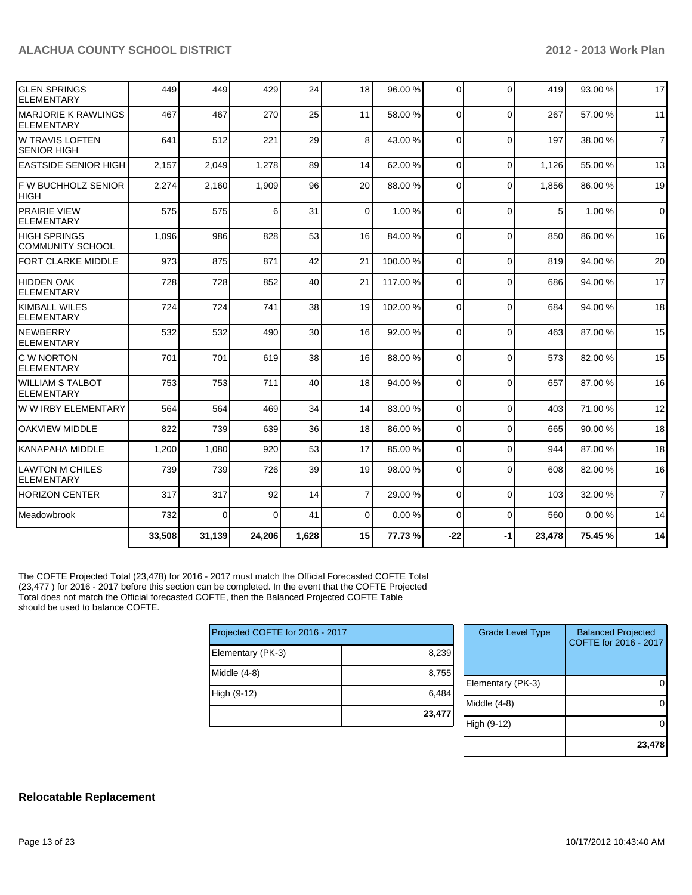| | | | | | | | | | | | |
|---|---|---|---|---|---|---|---|---|---|---|---|
| GLEN SPRINGS ELEMENTARY | 449 | 449 | 429 | 24 | 18 | 96.00 % | 0 | 0 | 419 | 93.00 % | 17 |
| MARJORIE K RAWLINGS ELEMENTARY | 467 | 467 | 270 | 25 | 11 | 58.00 % | 0 | 0 | 267 | 57.00 % | 11 |
| W TRAVIS LOFTEN SENIOR HIGH | 641 | 512 | 221 | 29 | 8 | 43.00 % | 0 | 0 | 197 | 38.00 % | 7 |
| EASTSIDE SENIOR HIGH | 2,157 | 2,049 | 1,278 | 89 | 14 | 62.00 % | 0 | 0 | 1,126 | 55.00 % | 13 |
| F W BUCHHOLZ SENIOR HIGH | 2,274 | 2,160 | 1,909 | 96 | 20 | 88.00 % | 0 | 0 | 1,856 | 86.00 % | 19 |
| PRAIRIE VIEW ELEMENTARY | 575 | 575 | 6 | 31 | 0 | 1.00 % | 0 | 0 | 5 | 1.00 % | 0 |
| HIGH SPRINGS COMMUNITY SCHOOL | 1,096 | 986 | 828 | 53 | 16 | 84.00 % | 0 | 0 | 850 | 86.00 % | 16 |
| FORT CLARKE MIDDLE | 973 | 875 | 871 | 42 | 21 | 100.00 % | 0 | 0 | 819 | 94.00 % | 20 |
| HIDDEN OAK ELEMENTARY | 728 | 728 | 852 | 40 | 21 | 117.00 % | 0 | 0 | 686 | 94.00 % | 17 |
| KIMBALL WILES ELEMENTARY | 724 | 724 | 741 | 38 | 19 | 102.00 % | 0 | 0 | 684 | 94.00 % | 18 |
| NEWBERRY ELEMENTARY | 532 | 532 | 490 | 30 | 16 | 92.00 % | 0 | 0 | 463 | 87.00 % | 15 |
| C W NORTON ELEMENTARY | 701 | 701 | 619 | 38 | 16 | 88.00 % | 0 | 0 | 573 | 82.00 % | 15 |
| WILLIAM S TALBOT ELEMENTARY | 753 | 753 | 711 | 40 | 18 | 94.00 % | 0 | 0 | 657 | 87.00 % | 16 |
| W W IRBY ELEMENTARY | 564 | 564 | 469 | 34 | 14 | 83.00 % | 0 | 0 | 403 | 71.00 % | 12 |
| OAKVIEW MIDDLE | 822 | 739 | 639 | 36 | 18 | 86.00 % | 0 | 0 | 665 | 90.00 % | 18 |
| KANAPAHA MIDDLE | 1,200 | 1,080 | 920 | 53 | 17 | 85.00 % | 0 | 0 | 944 | 87.00 % | 18 |
| LAWTON M CHILES ELEMENTARY | 739 | 739 | 726 | 39 | 19 | 98.00 % | 0 | 0 | 608 | 82.00 % | 16 |
| HORIZON CENTER | 317 | 317 | 92 | 14 | 7 | 29.00 % | 0 | 0 | 103 | 32.00 % | 7 |
| Meadowbrook | 732 | 0 | 0 | 41 | 0 | 0.00 % | 0 | 0 | 560 | 0.00 % | 14 |
| | **33,508** | **31,139** | **24,206** | **1,628** | **15** | **77.73 %** | **-22** | **-1** | **23,478** | **75.45 %** | **14** |

The COFTE Projected Total (23,478) for 2016 - 2017 must match the Official Forecasted COFTE Total (23,477 ) for 2016 - 2017 before this section can be completed. In the event that the COFTE Projected Total does not match the Official forecasted COFTE, then the Balanced Projected COFTE Table should be used to balance COFTE.

| Projected COFTE for 2016 - 2017 | |
|---|---|
| Elementary (PK-3) | 8,239 |
| Middle (4-8) | 8,755 |
| High (9-12) | 6,484 |
| | **23,477** |

| Grade Level Type | Balanced Projected COFTE for 2016 - 2017 |
|---|---|
| Elementary (PK-3) | 0 |
| Middle (4-8) | 0 |
| High (9-12) | 0 |
| | **23,478** |

## Relocatable Replacement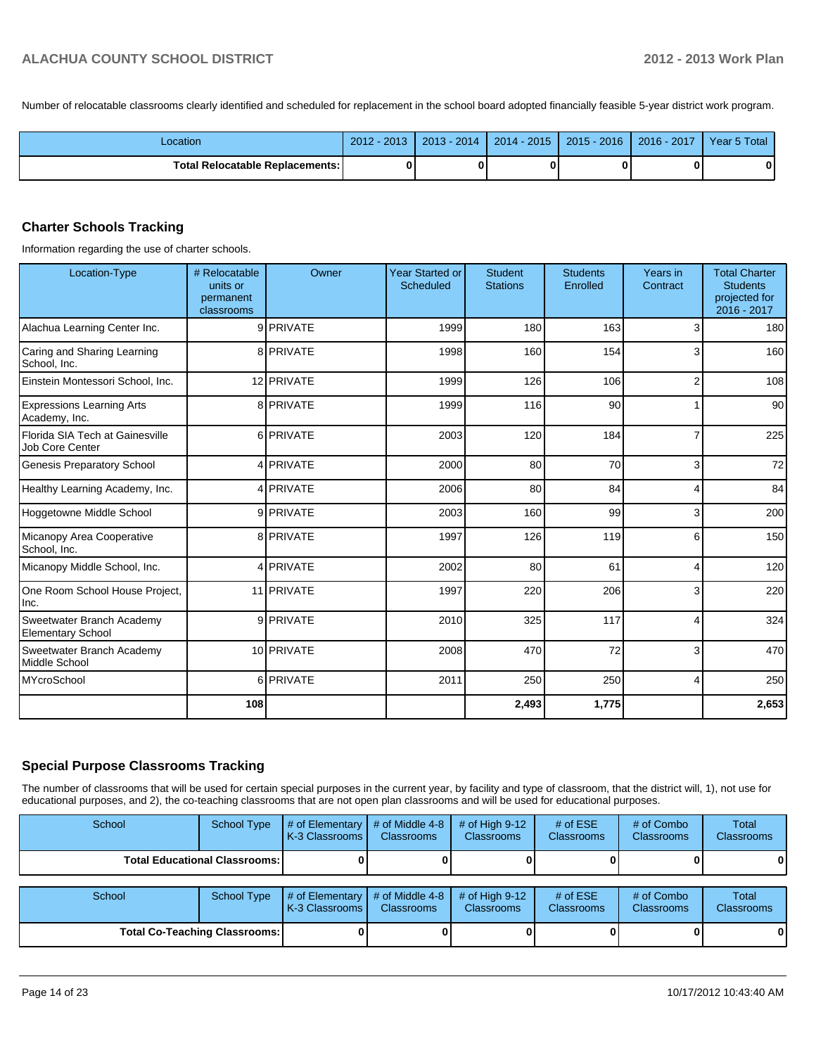Number of relocatable classrooms clearly identified and scheduled for replacement in the school board adopted financially feasible 5-year district work program.

| Location | 2012 - 2013 | 2013 - 2014 | 2014 - 2015 | 2015 - 2016 | 2016 - 2017 | Year 5 Total |
|---|---|---|---|---|---|---|
| Total Relocatable Replacements: | 0 | 0 | 0 | 0 | 0 | 0 |

## Charter Schools Tracking

Information regarding the use of charter schools.

| Location-Type | # Relocatable units or permanent classrooms | Owner | Year Started or Scheduled | Student Stations | Students Enrolled | Years in Contract | Total Charter Students projected for 2016 - 2017 |
|---|---|---|---|---|---|---|---|
| Alachua Learning Center Inc. | 9 | PRIVATE | 1999 | 180 | 163 | 3 | 180 |
| Caring and Sharing Learning School, Inc. | 8 | PRIVATE | 1998 | 160 | 154 | 3 | 160 |
| Einstein Montessori School, Inc. | 12 | PRIVATE | 1999 | 126 | 106 | 2 | 108 |
| Expressions Learning Arts Academy, Inc. | 8 | PRIVATE | 1999 | 116 | 90 | 1 | 90 |
| Florida SIA Tech at Gainesville Job Core Center | 6 | PRIVATE | 2003 | 120 | 184 | 7 | 225 |
| Genesis Preparatory School | 4 | PRIVATE | 2000 | 80 | 70 | 3 | 72 |
| Healthy Learning Academy, Inc. | 4 | PRIVATE | 2006 | 80 | 84 | 4 | 84 |
| Hoggetowne Middle School | 9 | PRIVATE | 2003 | 160 | 99 | 3 | 200 |
| Micanopy Area Cooperative School, Inc. | 8 | PRIVATE | 1997 | 126 | 119 | 6 | 150 |
| Micanopy Middle School, Inc. | 4 | PRIVATE | 2002 | 80 | 61 | 4 | 120 |
| One Room School House Project, Inc. | 11 | PRIVATE | 1997 | 220 | 206 | 3 | 220 |
| Sweetwater Branch Academy Elementary School | 9 | PRIVATE | 2010 | 325 | 117 | 4 | 324 |
| Sweetwater Branch Academy Middle School | 10 | PRIVATE | 2008 | 470 | 72 | 3 | 470 |
| MYcroSchool | 6 | PRIVATE | 2011 | 250 | 250 | 4 | 250 |
| | 108 | | | 2,493 | 1,775 | | 2,653 |

## Special Purpose Classrooms Tracking

The number of classrooms that will be used for certain special purposes in the current year, by facility and type of classroom, that the district will, 1), not use for educational purposes, and 2), the co-teaching classrooms that are not open plan classrooms and will be used for educational purposes.

| School | School Type | # of Elementary K-3 Classrooms | # of Middle 4-8 Classrooms | # of High 9-12 Classrooms | # of ESE Classrooms | # of Combo Classrooms | Total Classrooms |
|---|---|---|---|---|---|---|---|
| Total Educational Classrooms: | | 0 | 0 | 0 | 0 | 0 | 0 |

| School | School Type | # of Elementary K-3 Classrooms | # of Middle 4-8 Classrooms | # of High 9-12 Classrooms | # of ESE Classrooms | # of Combo Classrooms | Total Classrooms |
|---|---|---|---|---|---|---|---|
| Total Co-Teaching Classrooms: | | 0 | 0 | 0 | 0 | 0 | 0 |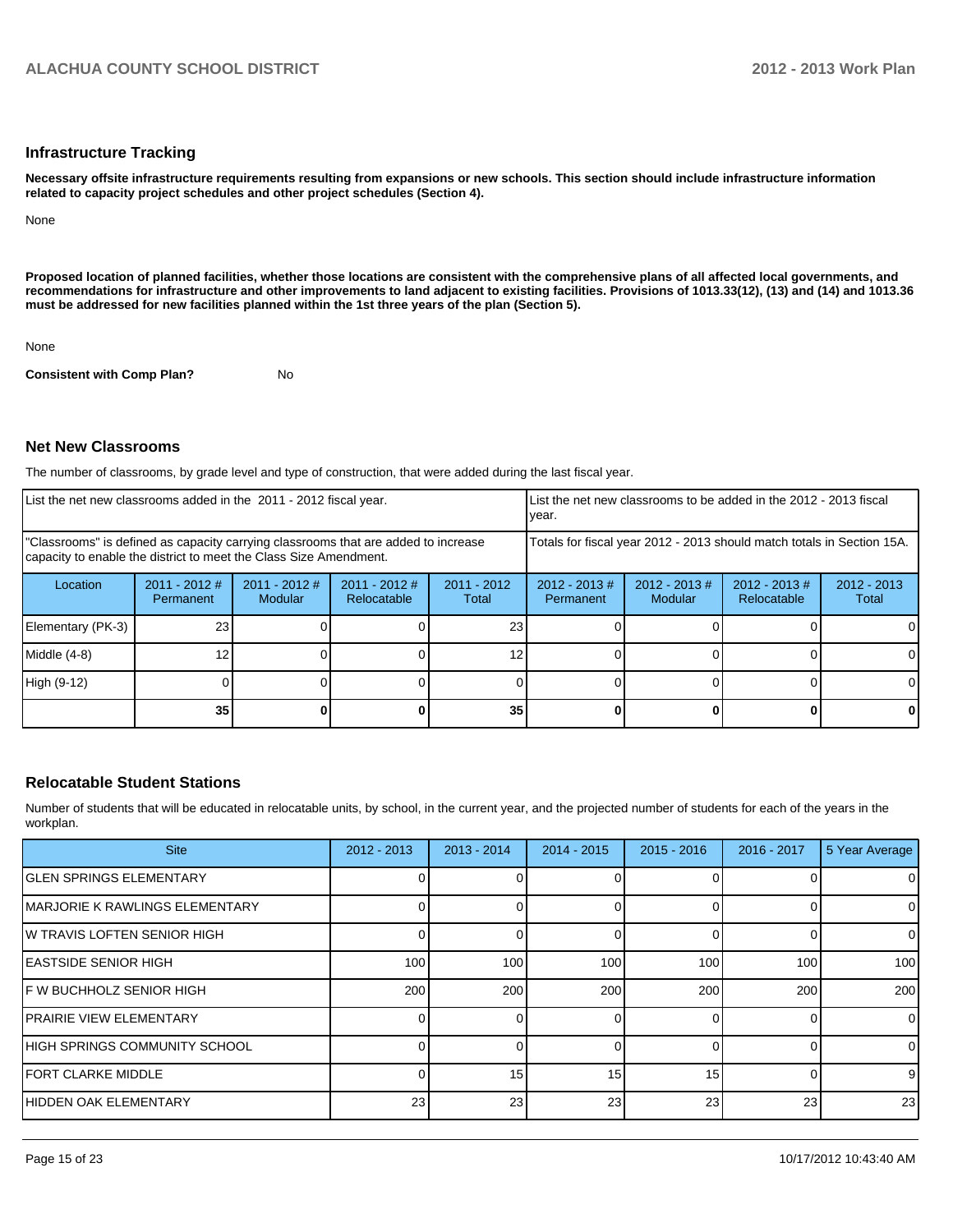## Infrastructure Tracking

**Necessary offsite infrastructure requirements resulting from expansions or new schools. This section should include infrastructure information related to capacity project schedules and other project schedules (Section 4).**

None

**Proposed location of planned facilities, whether those locations are consistent with the comprehensive plans of all affected local governments, and recommendations for infrastructure and other improvements to land adjacent to existing facilities. Provisions of 1013.33(12), (13) and (14) and 1013.36 must be addressed for new facilities planned within the 1st three years of the plan (Section 5).**

None

**Consistent with Comp Plan?** No

## Net New Classrooms

The number of classrooms, by grade level and type of construction, that were added during the last fiscal year.

| List the net new classrooms added in the 2011 - 2012 fiscal year. | | | | | List the net new classrooms to be added in the 2012 - 2013 fiscal year. | | | |
|---|---|---|---|---|---|---|---|---|
| "Classrooms" is defined as capacity carrying classrooms that are added to increase capacity to enable the district to meet the Class Size Amendment. | | | | | Totals for fiscal year 2012 - 2013 should match totals in Section 15A. | | | |
| Location | 2011 - 2012 # Permanent | 2011 - 2012 # Modular | 2011 - 2012 # Relocatable | 2011 - 2012 Total | 2012 - 2013 # Permanent | 2012 - 2013 # Modular | 2012 - 2013 # Relocatable | 2012 - 2013 Total |
| Elementary (PK-3) | 23 | 0 | 0 | 23 | 0 | 0 | 0 | 0 |
| Middle (4-8) | 12 | 0 | 0 | 12 | 0 | 0 | 0 | 0 |
| High (9-12) | 0 | 0 | 0 | 0 | 0 | 0 | 0 | 0 |
| | **35** | **0** | **0** | **35** | **0** | **0** | **0** | **0** |

## Relocatable Student Stations

Number of students that will be educated in relocatable units, by school, in the current year, and the projected number of students for each of the years in the workplan.

| Site | 2012 - 2013 | 2013 - 2014 | 2014 - 2015 | 2015 - 2016 | 2016 - 2017 | 5 Year Average |
|---|---|---|---|---|---|---|
| GLEN SPRINGS ELEMENTARY | 0 | 0 | 0 | 0 | 0 | 0 |
| MARJORIE K RAWLINGS ELEMENTARY | 0 | 0 | 0 | 0 | 0 | 0 |
| W TRAVIS LOFTEN SENIOR HIGH | 0 | 0 | 0 | 0 | 0 | 0 |
| EASTSIDE SENIOR HIGH | 100 | 100 | 100 | 100 | 100 | 100 |
| F W BUCHHOLZ SENIOR HIGH | 200 | 200 | 200 | 200 | 200 | 200 |
| PRAIRIE VIEW ELEMENTARY | 0 | 0 | 0 | 0 | 0 | 0 |
| HIGH SPRINGS COMMUNITY SCHOOL | 0 | 0 | 0 | 0 | 0 | 0 |
| FORT CLARKE MIDDLE | 0 | 15 | 15 | 15 | 0 | 9 |
| HIDDEN OAK ELEMENTARY | 23 | 23 | 23 | 23 | 23 | 23 |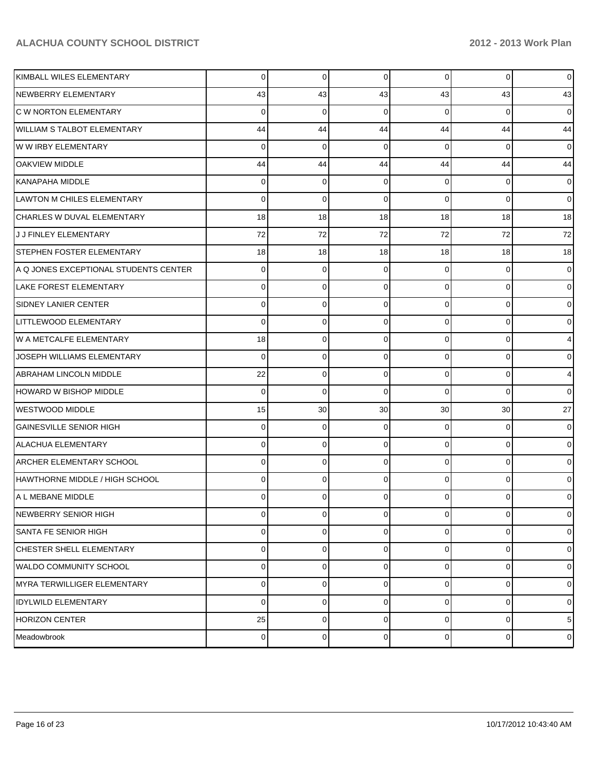| | | | | | | |
|---|---|---|---|---|---|---|
| KIMBALL WILES ELEMENTARY | 0 | 0 | 0 | 0 | 0 | 0 |
| NEWBERRY ELEMENTARY | 43 | 43 | 43 | 43 | 43 | 43 |
| C W NORTON ELEMENTARY | 0 | 0 | 0 | 0 | 0 | 0 |
| WILLIAM S TALBOT ELEMENTARY | 44 | 44 | 44 | 44 | 44 | 44 |
| W W IRBY ELEMENTARY | 0 | 0 | 0 | 0 | 0 | 0 |
| OAKVIEW MIDDLE | 44 | 44 | 44 | 44 | 44 | 44 |
| KANAPAHA MIDDLE | 0 | 0 | 0 | 0 | 0 | 0 |
| LAWTON M CHILES ELEMENTARY | 0 | 0 | 0 | 0 | 0 | 0 |
| CHARLES W DUVAL ELEMENTARY | 18 | 18 | 18 | 18 | 18 | 18 |
| J J FINLEY ELEMENTARY | 72 | 72 | 72 | 72 | 72 | 72 |
| STEPHEN FOSTER ELEMENTARY | 18 | 18 | 18 | 18 | 18 | 18 |
| A Q JONES EXCEPTIONAL STUDENTS CENTER | 0 | 0 | 0 | 0 | 0 | 0 |
| LAKE FOREST ELEMENTARY | 0 | 0 | 0 | 0 | 0 | 0 |
| SIDNEY LANIER CENTER | 0 | 0 | 0 | 0 | 0 | 0 |
| LITTLEWOOD ELEMENTARY | 0 | 0 | 0 | 0 | 0 | 0 |
| W A METCALFE ELEMENTARY | 18 | 0 | 0 | 0 | 0 | 4 |
| JOSEPH WILLIAMS ELEMENTARY | 0 | 0 | 0 | 0 | 0 | 0 |
| ABRAHAM LINCOLN MIDDLE | 22 | 0 | 0 | 0 | 0 | 4 |
| HOWARD W BISHOP MIDDLE | 0 | 0 | 0 | 0 | 0 | 0 |
| WESTWOOD MIDDLE | 15 | 30 | 30 | 30 | 30 | 27 |
| GAINESVILLE SENIOR HIGH | 0 | 0 | 0 | 0 | 0 | 0 |
| ALACHUA ELEMENTARY | 0 | 0 | 0 | 0 | 0 | 0 |
| ARCHER ELEMENTARY SCHOOL | 0 | 0 | 0 | 0 | 0 | 0 |
| HAWTHORNE MIDDLE / HIGH SCHOOL | 0 | 0 | 0 | 0 | 0 | 0 |
| A L MEBANE MIDDLE | 0 | 0 | 0 | 0 | 0 | 0 |
| NEWBERRY SENIOR HIGH | 0 | 0 | 0 | 0 | 0 | 0 |
| SANTA FE SENIOR HIGH | 0 | 0 | 0 | 0 | 0 | 0 |
| CHESTER SHELL ELEMENTARY | 0 | 0 | 0 | 0 | 0 | 0 |
| WALDO COMMUNITY SCHOOL | 0 | 0 | 0 | 0 | 0 | 0 |
| MYRA TERWILLIGER ELEMENTARY | 0 | 0 | 0 | 0 | 0 | 0 |
| IDYLWILD ELEMENTARY | 0 | 0 | 0 | 0 | 0 | 0 |
| HORIZON CENTER | 25 | 0 | 0 | 0 | 0 | 5 |
| Meadowbrook | 0 | 0 | 0 | 0 | 0 | 0 |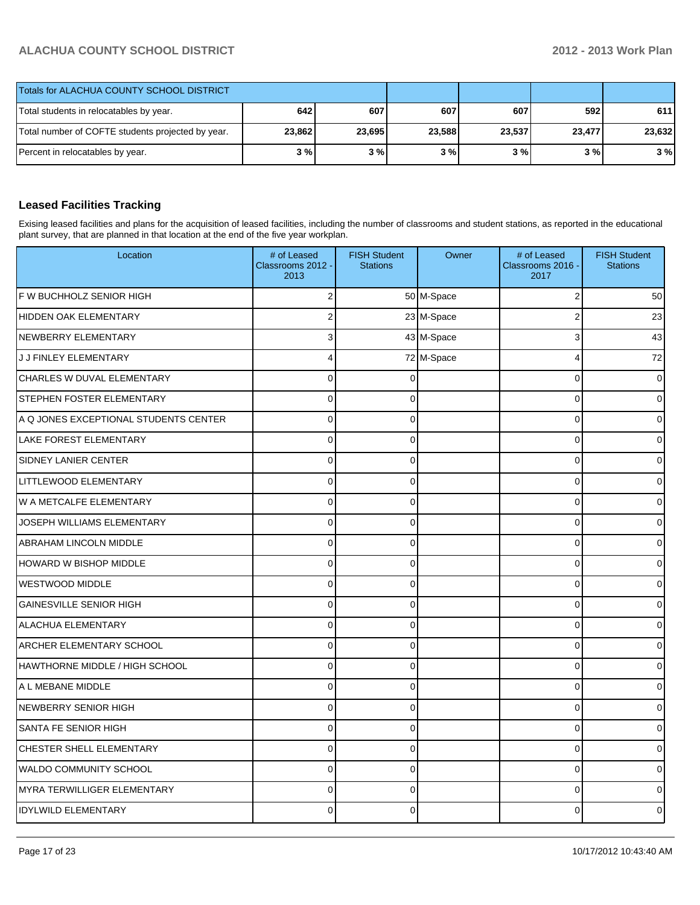| Totals for ALACHUA COUNTY SCHOOL DISTRICT | | | | | | |
|---|---|---|---|---|---|---|
| Total students in relocatables by year. | **642** | **607** | **607** | **607** | **592** | **611** |
| Total number of COFTE students projected by year. | **23,862** | **23,695** | **23,588** | **23,537** | **23,477** | **23,632** |
| Percent in relocatables by year. | **3 %** | **3 %** | **3 %** | **3 %** | **3 %** | **3 %** |

## Leased Facilities Tracking

Exising leased facilities and plans for the acquisition of leased facilities, including the number of classrooms and student stations, as reported in the educational plant survey, that are planned in that location at the end of the five year workplan.

| Location | # of Leased Classrooms 2012 - 2013 | FISH Student Stations | Owner | # of Leased Classrooms 2016 - 2017 | FISH Student Stations |
|---|---|---|---|---|---|
| F W BUCHHOLZ SENIOR HIGH | 2 | 50 | M-Space | 2 | 50 |
| HIDDEN OAK ELEMENTARY | 2 | 23 | M-Space | 2 | 23 |
| NEWBERRY ELEMENTARY | 3 | 43 | M-Space | 3 | 43 |
| J J FINLEY ELEMENTARY | 4 | 72 | M-Space | 4 | 72 |
| CHARLES W DUVAL ELEMENTARY | 0 | 0 | | 0 | 0 |
| STEPHEN FOSTER ELEMENTARY | 0 | 0 | | 0 | 0 |
| A Q JONES EXCEPTIONAL STUDENTS CENTER | 0 | 0 | | 0 | 0 |
| LAKE FOREST ELEMENTARY | 0 | 0 | | 0 | 0 |
| SIDNEY LANIER CENTER | 0 | 0 | | 0 | 0 |
| LITTLEWOOD ELEMENTARY | 0 | 0 | | 0 | 0 |
| W A METCALFE ELEMENTARY | 0 | 0 | | 0 | 0 |
| JOSEPH WILLIAMS ELEMENTARY | 0 | 0 | | 0 | 0 |
| ABRAHAM LINCOLN MIDDLE | 0 | 0 | | 0 | 0 |
| HOWARD W BISHOP MIDDLE | 0 | 0 | | 0 | 0 |
| WESTWOOD MIDDLE | 0 | 0 | | 0 | 0 |
| GAINESVILLE SENIOR HIGH | 0 | 0 | | 0 | 0 |
| ALACHUA ELEMENTARY | 0 | 0 | | 0 | 0 |
| ARCHER ELEMENTARY SCHOOL | 0 | 0 | | 0 | 0 |
| HAWTHORNE MIDDLE / HIGH SCHOOL | 0 | 0 | | 0 | 0 |
| A L MEBANE MIDDLE | 0 | 0 | | 0 | 0 |
| NEWBERRY SENIOR HIGH | 0 | 0 | | 0 | 0 |
| SANTA FE SENIOR HIGH | 0 | 0 | | 0 | 0 |
| CHESTER SHELL ELEMENTARY | 0 | 0 | | 0 | 0 |
| WALDO COMMUNITY SCHOOL | 0 | 0 | | 0 | 0 |
| MYRA TERWILLIGER ELEMENTARY | 0 | 0 | | 0 | 0 |
| IDYLWILD ELEMENTARY | 0 | 0 | | 0 | 0 |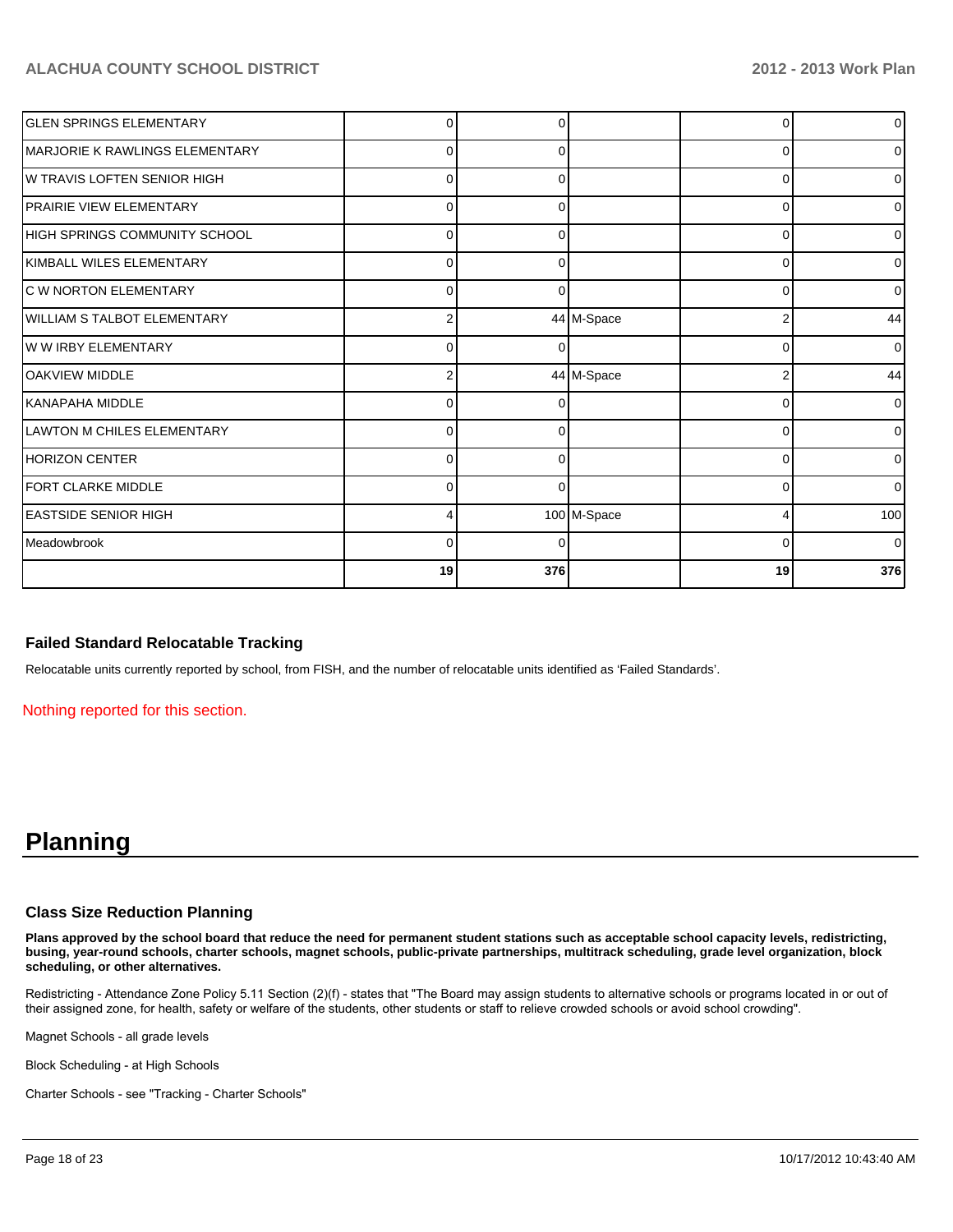| | | | | | |
|---|---|---|---|---|---|
| GLEN SPRINGS ELEMENTARY | 0 | 0 | | 0 | 0 |
| MARJORIE K RAWLINGS ELEMENTARY | 0 | 0 | | 0 | 0 |
| W TRAVIS LOFTEN SENIOR HIGH | 0 | 0 | | 0 | 0 |
| PRAIRIE VIEW ELEMENTARY | 0 | 0 | | 0 | 0 |
| HIGH SPRINGS COMMUNITY SCHOOL | 0 | 0 | | 0 | 0 |
| KIMBALL WILES ELEMENTARY | 0 | 0 | | 0 | 0 |
| C W NORTON ELEMENTARY | 0 | 0 | | 0 | 0 |
| WILLIAM S TALBOT ELEMENTARY | 2 | 44 | M-Space | 2 | 44 |
| W W IRBY ELEMENTARY | 0 | 0 | | 0 | 0 |
| OAKVIEW MIDDLE | 2 | 44 | M-Space | 2 | 44 |
| KANAPAHA MIDDLE | 0 | 0 | | 0 | 0 |
| LAWTON M CHILES ELEMENTARY | 0 | 0 | | 0 | 0 |
| HORIZON CENTER | 0 | 0 | | 0 | 0 |
| FORT CLARKE MIDDLE | 0 | 0 | | 0 | 0 |
| EASTSIDE SENIOR HIGH | 4 | 100 | M-Space | 4 | 100 |
| Meadowbrook | 0 | 0 | | 0 | 0 |
| | **19** | **376** | | **19** | **376** |

### Failed Standard Relocatable Tracking

Relocatable units currently reported by school, from FISH, and the number of relocatable units identified as 'Failed Standards'.

Nothing reported for this section.

# Planning

### Class Size Reduction Planning

**Plans approved by the school board that reduce the need for permanent student stations such as acceptable school capacity levels, redistricting, busing, year-round schools, charter schools, magnet schools, public-private partnerships, multitrack scheduling, grade level organization, block scheduling, or other alternatives.**

Redistricting - Attendance Zone Policy 5.11 Section (2)(f) - states that "The Board may assign students to alternative schools or programs located in or out of their assigned zone, for health, safety or welfare of the students, other students or staff to relieve crowded schools or avoid school crowding".

Magnet Schools - all grade levels

Block Scheduling - at High Schools

Charter Schools - see "Tracking - Charter Schools"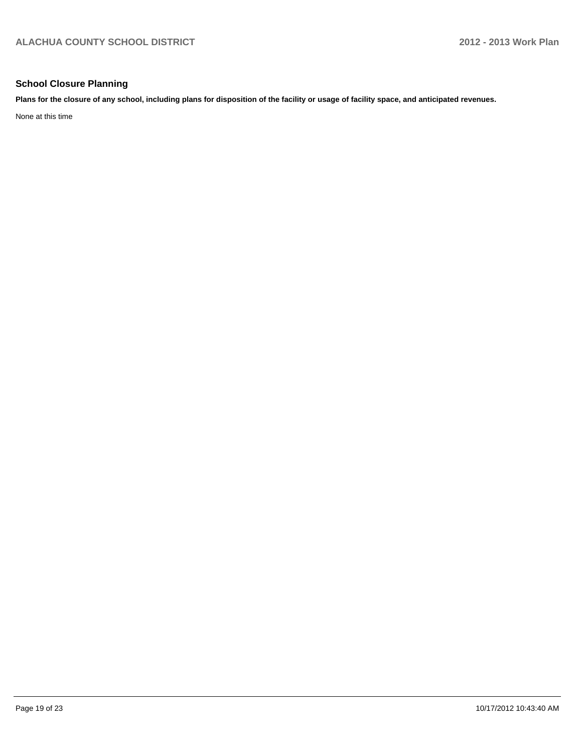## School Closure Planning

**Plans for the closure of any school, including plans for disposition of the facility or usage of facility space, and anticipated revenues.**

None at this time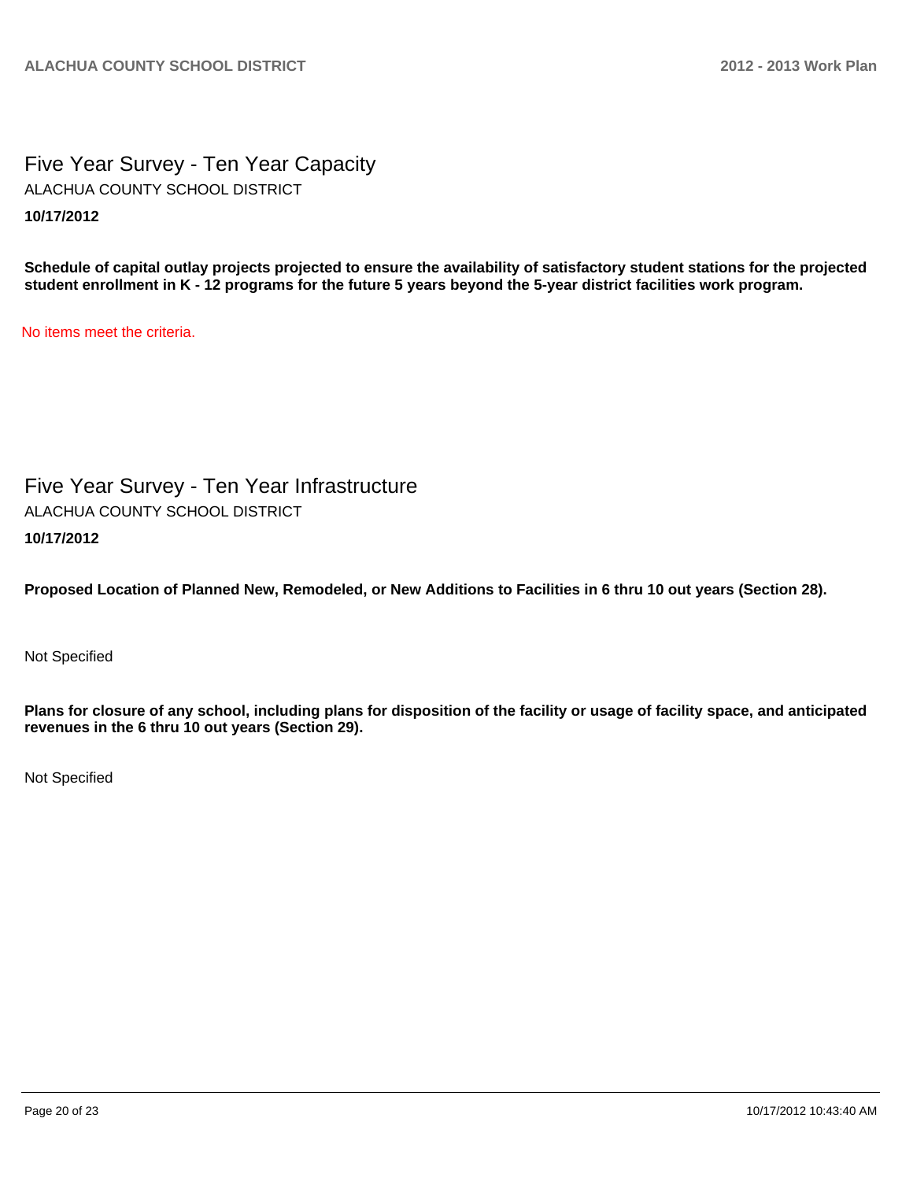# Five Year Survey - Ten Year Capacity

ALACHUA COUNTY SCHOOL DISTRICT

**10/17/2012**

**Schedule of capital outlay projects projected to ensure the availability of satisfactory student stations for the projected student enrollment in K - 12 programs for the future 5 years beyond the 5-year district facilities work program.**

No items meet the criteria.

# Five Year Survey - Ten Year Infrastructure

ALACHUA COUNTY SCHOOL DISTRICT

**10/17/2012**

**Proposed Location of Planned New, Remodeled, or New Additions to Facilities in 6 thru 10 out years (Section 28).**

Not Specified

**Plans for closure of any school, including plans for disposition of the facility or usage of facility space, and anticipated revenues in the 6 thru 10 out years (Section 29).**

Not Specified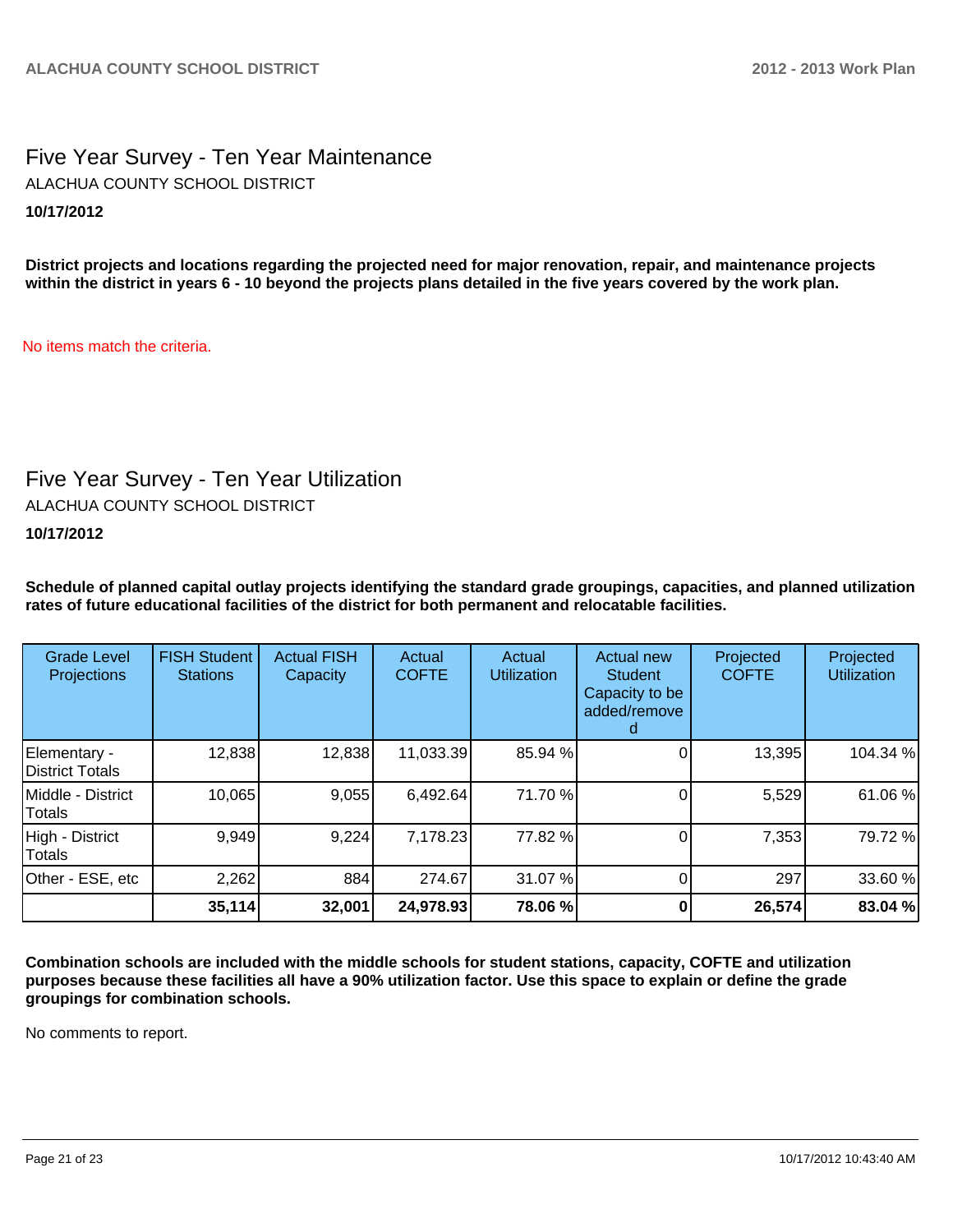## Five Year Survey - Ten Year Maintenance

ALACHUA COUNTY SCHOOL DISTRICT

**10/17/2012**

**District projects and locations regarding the projected need for major renovation, repair, and maintenance projects within the district in years 6 - 10 beyond the projects plans detailed in the five years covered by the work plan.**

No items match the criteria.

## Five Year Survey - Ten Year Utilization

ALACHUA COUNTY SCHOOL DISTRICT

**10/17/2012**

**Schedule of planned capital outlay projects identifying the standard grade groupings, capacities, and planned utilization rates of future educational facilities of the district for both permanent and relocatable facilities.**

| Grade Level Projections | FISH Student Stations | Actual FISH Capacity | Actual COFTE | Actual Utilization | Actual new Student Capacity to be added/removed | Projected COFTE | Projected Utilization |
|---|---|---|---|---|---|---|---|
| Elementary - District Totals | 12,838 | 12,838 | 11,033.39 | 85.94 % | 0 | 13,395 | 104.34 % |
| Middle - District Totals | 10,065 | 9,055 | 6,492.64 | 71.70 % | 0 | 5,529 | 61.06 % |
| High - District Totals | 9,949 | 9,224 | 7,178.23 | 77.82 % | 0 | 7,353 | 79.72 % |
| Other - ESE, etc | 2,262 | 884 | 274.67 | 31.07 % | 0 | 297 | 33.60 % |
| | **35,114** | **32,001** | **24,978.93** | **78.06 %** | **0** | **26,574** | **83.04 %** |

**Combination schools are included with the middle schools for student stations, capacity, COFTE and utilization purposes because these facilities all have a 90% utilization factor. Use this space to explain or define the grade groupings for combination schools.**

No comments to report.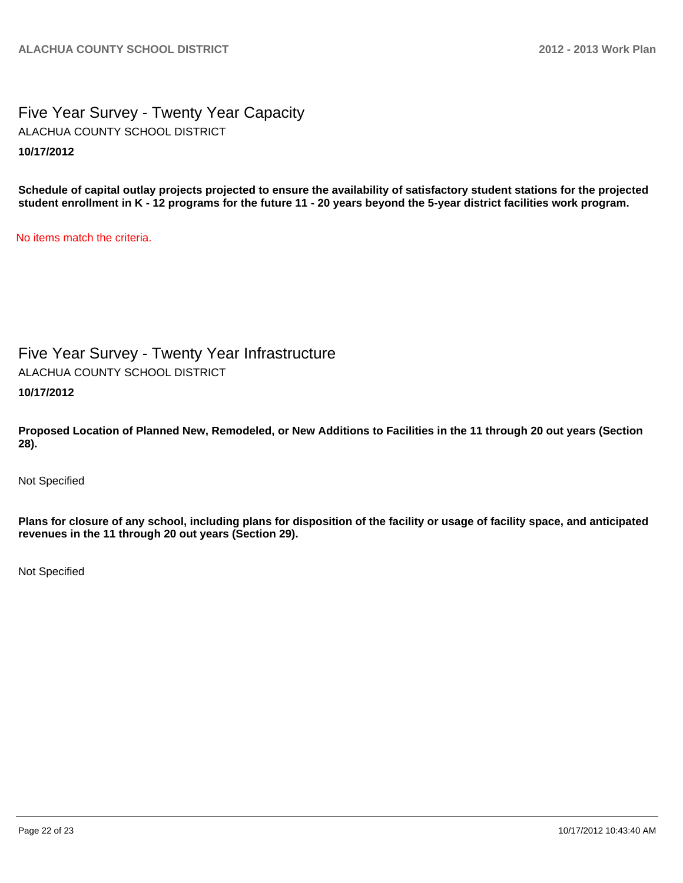## Five Year Survey - Twenty Year Capacity

ALACHUA COUNTY SCHOOL DISTRICT

**10/17/2012**

**Schedule of capital outlay projects projected to ensure the availability of satisfactory student stations for the projected student enrollment in K - 12 programs for the future 11 - 20 years beyond the 5-year district facilities work program.**

No items match the criteria.

## Five Year Survey - Twenty Year Infrastructure

ALACHUA COUNTY SCHOOL DISTRICT

**10/17/2012**

**Proposed Location of Planned New, Remodeled, or New Additions to Facilities in the 11 through 20 out years (Section 28).**

Not Specified

**Plans for closure of any school, including plans for disposition of the facility or usage of facility space, and anticipated revenues in the 11 through 20 out years (Section 29).**

Not Specified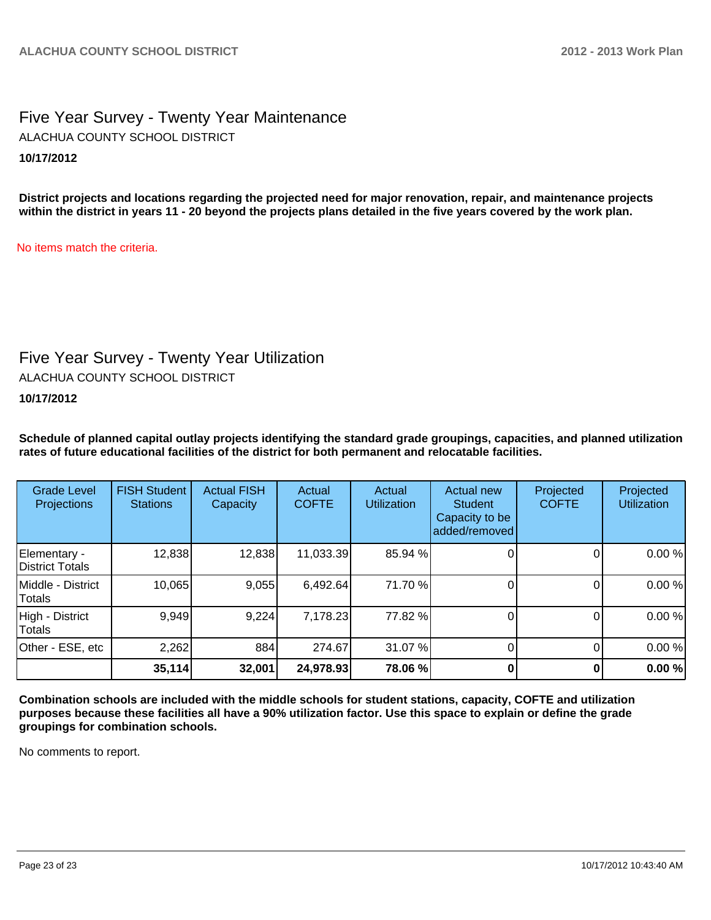## Five Year Survey - Twenty Year Maintenance

ALACHUA COUNTY SCHOOL DISTRICT

**10/17/2012**

**District projects and locations regarding the projected need for major renovation, repair, and maintenance projects within the district in years 11 - 20 beyond the projects plans detailed in the five years covered by the work plan.**

No items match the criteria.

## Five Year Survey - Twenty Year Utilization

ALACHUA COUNTY SCHOOL DISTRICT

**10/17/2012**

**Schedule of planned capital outlay projects identifying the standard grade groupings, capacities, and planned utilization rates of future educational facilities of the district for both permanent and relocatable facilities.**

| Grade Level Projections | FISH Student Stations | Actual FISH Capacity | Actual COFTE | Actual Utilization | Actual new Student Capacity to be added/removed | Projected COFTE | Projected Utilization |
|---|---|---|---|---|---|---|---|
| Elementary - District Totals | 12,838 | 12,838 | 11,033.39 | 85.94 % | 0 | 0 | 0.00 % |
| Middle - District Totals | 10,065 | 9,055 | 6,492.64 | 71.70 % | 0 | 0 | 0.00 % |
| High - District Totals | 9,949 | 9,224 | 7,178.23 | 77.82 % | 0 | 0 | 0.00 % |
| Other - ESE, etc | 2,262 | 884 | 274.67 | 31.07 % | 0 | 0 | 0.00 % |
| | **35,114** | **32,001** | **24,978.93** | **78.06 %** | **0** | **0** | **0.00 %** |

**Combination schools are included with the middle schools for student stations, capacity, COFTE and utilization purposes because these facilities all have a 90% utilization factor. Use this space to explain or define the grade groupings for combination schools.**

No comments to report.